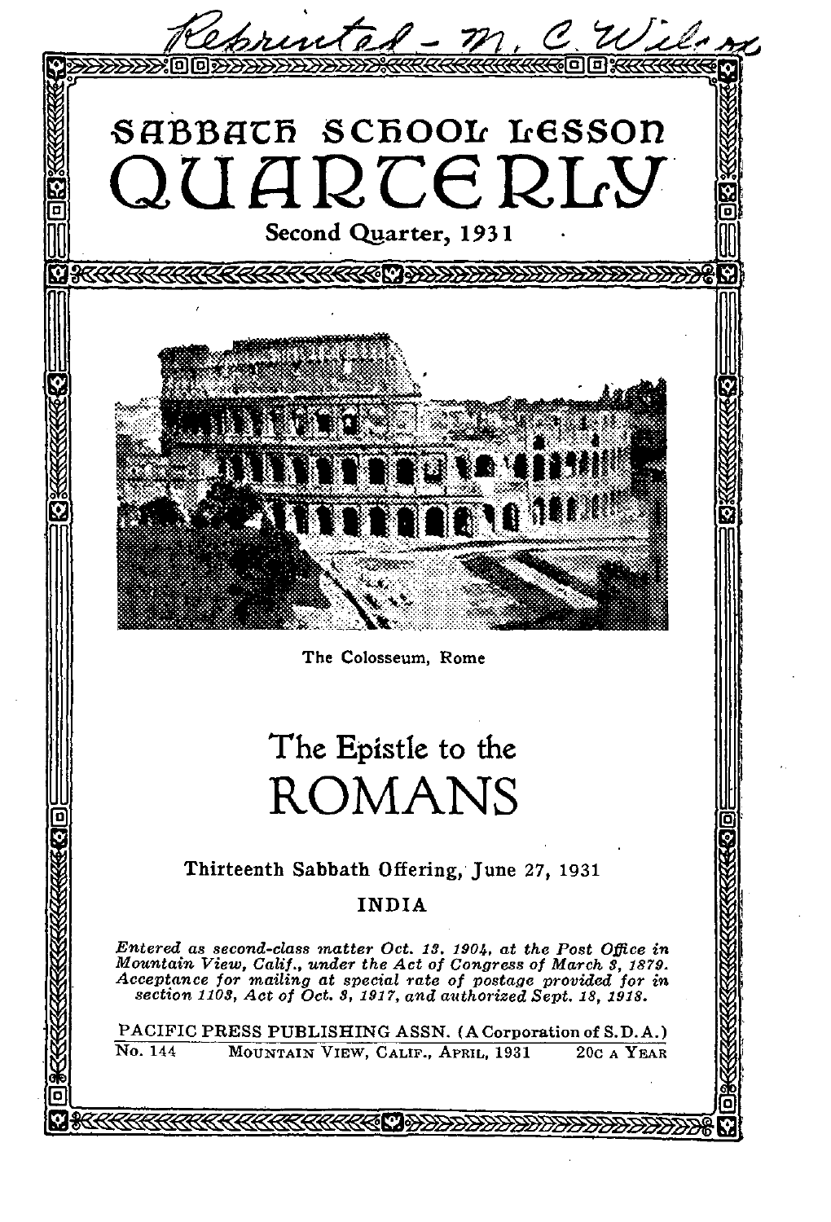Reprinted - M. C. Wilson

# SABBATH SCHOOL LESSON QUARTERLY

Second Quarter, 1931

The Colosseum, Rome

# The Epistle to the ROMANS

Thirteenth Sabbath Offering, June 27, 1931

INDIA

*Entered as second-class matter Oct. 13, 1904, at the Post Office in Mountain View, Calif., under the Act of Congress of March 3, 1879. Acceptance for mailing at special rate of postage provided for in section 1103, Act of Oct. 3, 1917, and authorized Sept. 18, 1918.*

PACIFIC PRESS PUBLISHING ASSN. (A Corporation of S. D. A.)

No. 144 MOUNTAIN VIEW, CALIF., APRIL, 1931 20C A YEAR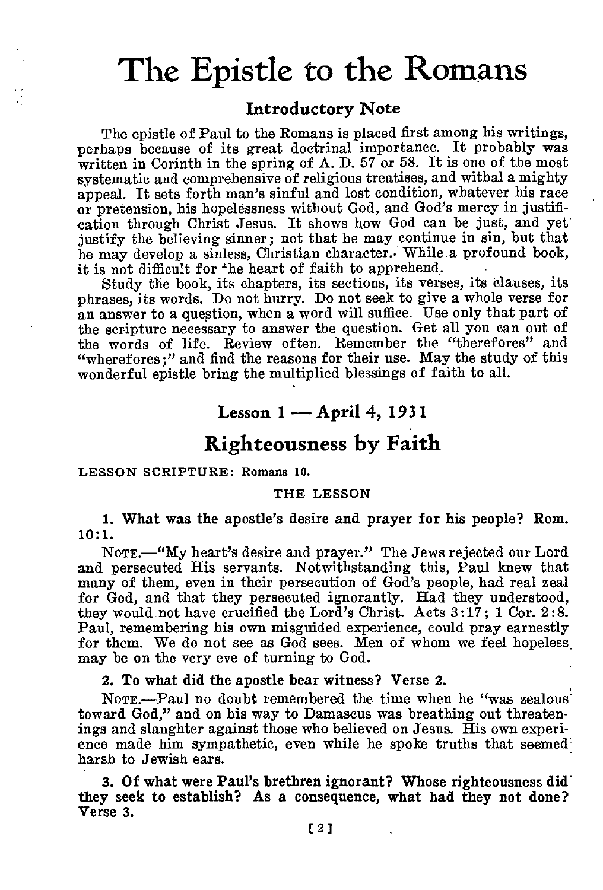# The Epistle to the Romans

### Introductory Note

The epistle of Paul to the Romans is placed first among his writings, perhaps because of its great doctrinal importance. It probably was written in Corinth in the spring of A. D. 57 or 58. It is one of the most systematic and comprehensive of religious treatises, and withal a mighty appeal. It sets forth man's sinful and lost condition, whatever his race or pretension, his hopelessness without God, and God's mercy in justification through Christ Jesus. It shows how God can be just, and yet justify the believing sinner; not that he may continue in sin, but that he may develop a sinless, Christian character. While a profound book, it is not difficult for the heart of faith to apprehend.

Study the book, its chapters, its sections, its verses, its clauses, its phrases, its words. Do not hurry. Do not seek to give a whole verse for an answer to a question, when a word will suffice. Use only that part of the scripture necessary to answer the question. Get all you can out of the words of life. Review often. Remember the "therefores" and "wherefores;" and find the reasons for their use. May the study of this wonderful epistle bring the multiplied blessings of faith to all.

## Lesson 1 — April 4, 1931

## Righteousness by Faith

LESSON SCRIPTURE: Romans 10.

THE LESSON

**1. What was the apostle's desire and prayer for his people? Rom. 10:1.**

NOTE.—"My heart's desire and prayer." The Jews rejected our Lord and persecuted His servants. Notwithstanding this, Paul knew that many of them, even in their persecution of God's people, had real zeal for God, and that they persecuted ignorantly. Had they understood, they would not have crucified the Lord's Christ. Acts 3:17; 1 Cor. 2:8. Paul, remembering his own misguided experience, could pray earnestly for them. We do not see as God sees. Men of whom we feel hopeless may be on the very eve of turning to God.

**2. To what did the apostle bear witness? Verse 2.**

NOTE.—Paul no doubt remembered the time when he "was zealous toward God," and on his way to Damascus was breathing out threatenings and slaughter against those who believed on Jesus. His own experience made him sympathetic, even while he spoke truths that seemed harsh to Jewish ears.

**3. Of what were Paul's brethren ignorant? Whose righteousness did they seek to establish? As a consequence, what had they not done? Verse 3.**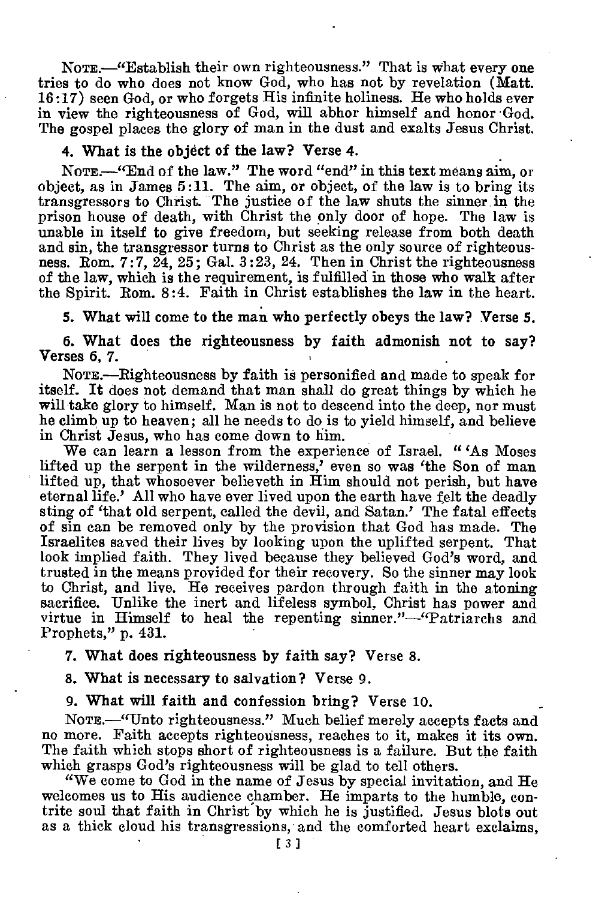NOTE.—"Establish their own righteousness." That is what every one tries to do who does not know God, who has not by revelation (Matt. 16:17) seen God, or who forgets His infinite holiness. He who holds ever in view the righteousness of God, will abhor himself and honor God. The gospel places the glory of man in the dust and exalts Jesus Christ.

**4. What is the object of the law? Verse 4.**

NOTE.—"End of the law." The word "end" in this text means aim, or object, as in James 5:11. The aim, or object, of the law is to bring its transgressors to Christ. The justice of the law shuts the sinner in the prison house of death, with Christ the only door of hope. The law is unable in itself to give freedom, but seeking release from both death and sin, the transgressor turns to Christ as the only source of righteousness. Rom. 7:7, 24, 25; Gal. 3:23, 24. Then in Christ the righteousness of the law, which is the requirement, is fulfilled in those who walk after the Spirit. Rom. 8:4. Faith in Christ establishes the law in the heart.

**5. What will come to the man who perfectly obeys the law? Verse 5.**

**6. What does the righteousness by faith admonish not to say? Verses 6, 7.**

NOTE.—Righteousness by faith is personified and made to speak for itself. It does not demand that man shall do great things by which he will take glory to himself. Man is not to descend into the deep, nor must he climb up to heaven; all he needs to do is to yield himself, and believe in Christ Jesus, who has come down to him.

We can learn a lesson from the experience of Israel. "'As Moses lifted up the serpent in the wilderness,' even so was 'the Son of man lifted up, that whosoever believeth in Him should not perish, but have eternal life.' All who have ever lived upon the earth have felt the deadly sting of 'that old serpent, called the devil, and Satan.' The fatal effects of sin can be removed only by the provision that God has made. The Israelites saved their lives by looking upon the uplifted serpent. That look implied faith. They lived because they believed God's word, and trusted in the means provided for their recovery. So the sinner may look to Christ, and live. He receives pardon through faith in the atoning sacrifice. Unlike the inert and lifeless symbol, Christ has power and virtue in Himself to heal the repenting sinner."—"Patriarchs and Prophets," p. 431.

**7. What does righteousness by faith say? Verse 8.**

**8. What is necessary to salvation? Verse 9.**

**9. What will faith and confession bring? Verse 10.**

NOTE.—"Unto righteousness." Much belief merely accepts facts and no more. Faith accepts righteousness, reaches to it, makes it its own. The faith which stops short of righteousness is a failure. But the faith which grasps God's righteousness will be glad to tell others.

"We come to God in the name of Jesus by special invitation, and He welcomes us to His audience chamber. He imparts to the humble, contrite soul that faith in Christ by which he is justified. Jesus blots out as a thick cloud his transgressions, and the comforted heart exclaims,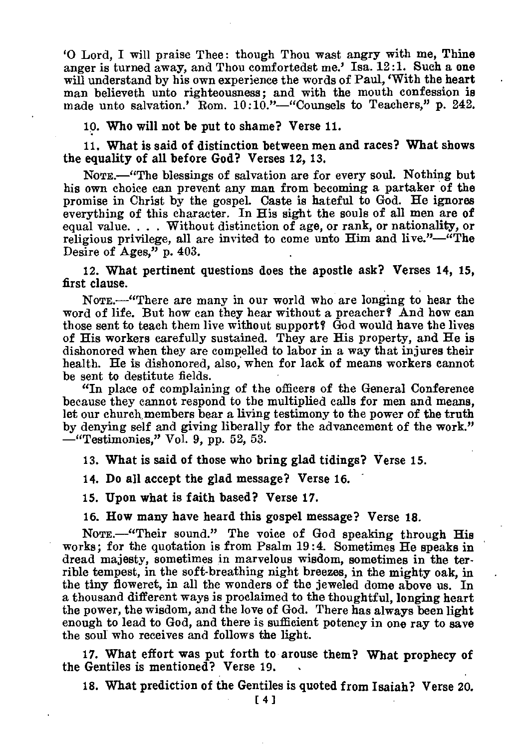'O Lord, I will praise Thee: though Thou wast angry with me, Thine anger is turned away, and Thou comfortedst me.' Isa. 12:1. Such a one will understand by his own experience the words of Paul, 'With the heart man believeth unto righteousness; and with the mouth confession is made unto salvation.' Rom. 10:10."—"Counsels to Teachers," p. 242.

**10. Who will not be put to shame? Verse 11.**

**11. What is said of distinction between men and races? What shows the equality of all before God? Verses 12, 13.**

NOTE.—"The blessings of salvation are for every soul. Nothing but his own choice can prevent any man from becoming a partaker of the promise in Christ by the gospel. Caste is hateful to God. He ignores everything of this character. In His sight the souls of all men are of equal value. . . . Without distinction of age, or rank, or nationality, or religious privilege, all are invited to come unto Him and live."—"The Desire of Ages," p. 403.

**12. What pertinent questions does the apostle ask? Verses 14, 15, first clause.**

NOTE.—"There are many in our world who are longing to hear the word of life. But how can they hear without a preacher? And how can those sent to teach them live without support? God would have the lives of His workers carefully sustained. They are His property, and He is dishonored when they are compelled to labor in a way that injures their health. He is dishonored, also, when for lack of means workers cannot be sent to destitute fields.

"In place of complaining of the officers of the General Conference because they cannot respond to the multiplied calls for men and means, let our church members bear a living testimony to the power of the truth by denying self and giving liberally for the advancement of the work." —"Testimonies," Vol. 9, pp. 52, 53.

**13. What is said of those who bring glad tidings? Verse 15.**

**14. Do all accept the glad message? Verse 16.**

**15. Upon what is faith based? Verse 17.**

**16. How many have heard this gospel message? Verse 18.**

NOTE.—"Their sound." The voice of God speaking through His works; for the quotation is from Psalm 19:4. Sometimes He speaks in dread majesty, sometimes in marvelous wisdom, sometimes in the terrible tempest, in the soft-breathing night breezes, in the mighty oak, in the tiny floweret, in all the wonders of the jeweled dome above us. In a thousand different ways is proclaimed to the thoughtful, longing heart the power, the wisdom, and the love of God. There has always been light enough to lead to God, and there is sufficient potency in one ray to save the soul who receives and follows the light.

**17. What effort was put forth to arouse them? What prophecy of the Gentiles is mentioned? Verse 19.**

**18. What prediction of the Gentiles is quoted from Isaiah? Verse 20.**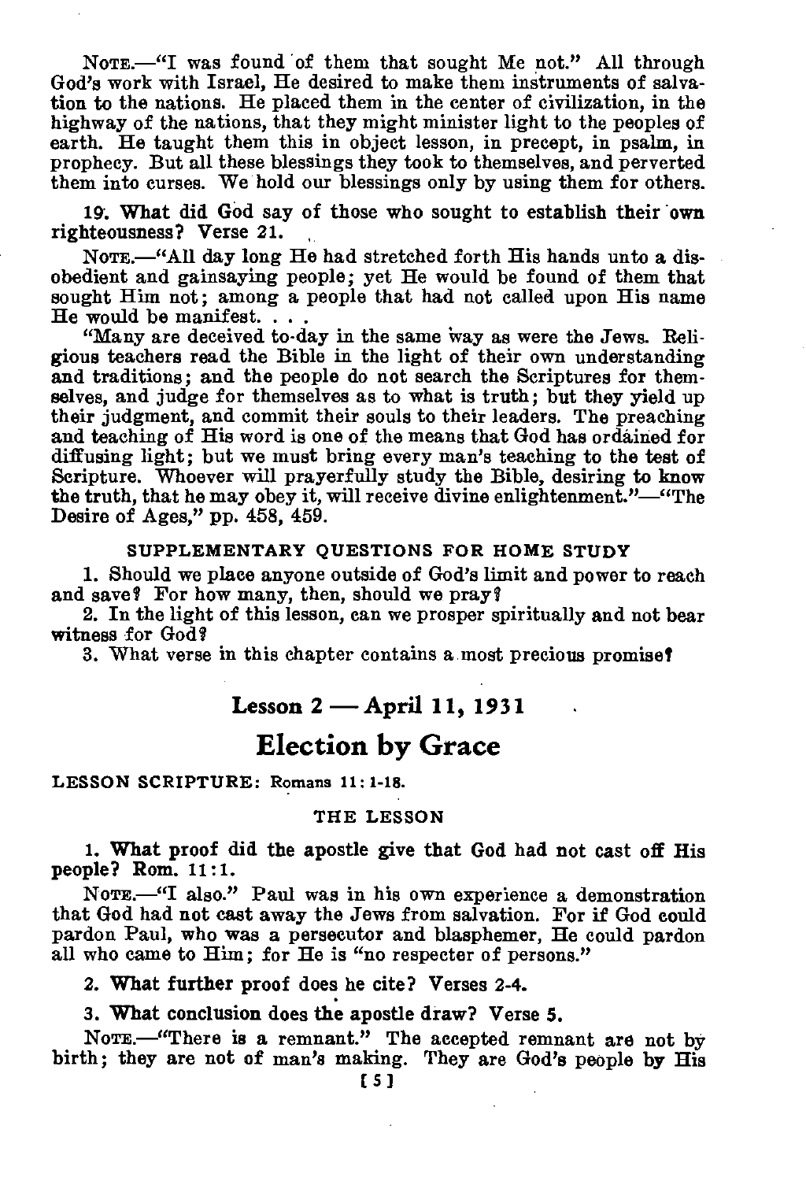NOTE.—"I was found of them that sought Me not." All through God's work with Israel, He desired to make them instruments of salvation to the nations. He placed them in the center of civilization, in the highway of the nations, that they might minister light to the peoples of earth. He taught them this in object lesson, in precept, in psalm, in prophecy. But all these blessings they took to themselves, and perverted them into curses. We hold our blessings only by using them for others.

**19. What did God say of those who sought to establish their own righteousness? Verse 21.**

NOTE.—"All day long He had stretched forth His hands unto a disobedient and gainsaying people; yet He would be found of them that sought Him not; among a people that had not called upon His name He would be manifest. . . .

"Many are deceived to-day in the same way as were the Jews. Religious teachers read the Bible in the light of their own understanding and traditions; and the people do not search the Scriptures for themselves, and judge for themselves as to what is truth; but they yield up their judgment, and commit their souls to their leaders. The preaching and teaching of His word is one of the means that God has ordained for diffusing light; but we must bring every man's teaching to the test of Scripture. Whoever will prayerfully study the Bible, desiring to know the truth, that he may obey it, will receive divine enlightenment."—"The Desire of Ages," pp. 458, 459.

### SUPPLEMENTARY QUESTIONS FOR HOME STUDY

1. Should we place anyone outside of God's limit and power to reach and save? For how many, then, should we pray?
2. In the light of this lesson, can we prosper spiritually and not bear witness for God?
3. What verse in this chapter contains a most precious promise?

## Lesson 2 — April 11, 1931

# Election by Grace

LESSON SCRIPTURE: Romans 11:1-18.

### THE LESSON

**1. What proof did the apostle give that God had not cast off His people? Rom. 11:1.**

NOTE.—"I also." Paul was in his own experience a demonstration that God had not cast away the Jews from salvation. For if God could pardon Paul, who was a persecutor and blasphemer, He could pardon all who came to Him; for He is "no respecter of persons."

**2. What further proof does he cite? Verses 2-4.**

**3. What conclusion does the apostle draw? Verse 5.**

NOTE.—"There is a remnant." The accepted remnant are not by birth; they are not of man's making. They are God's people by His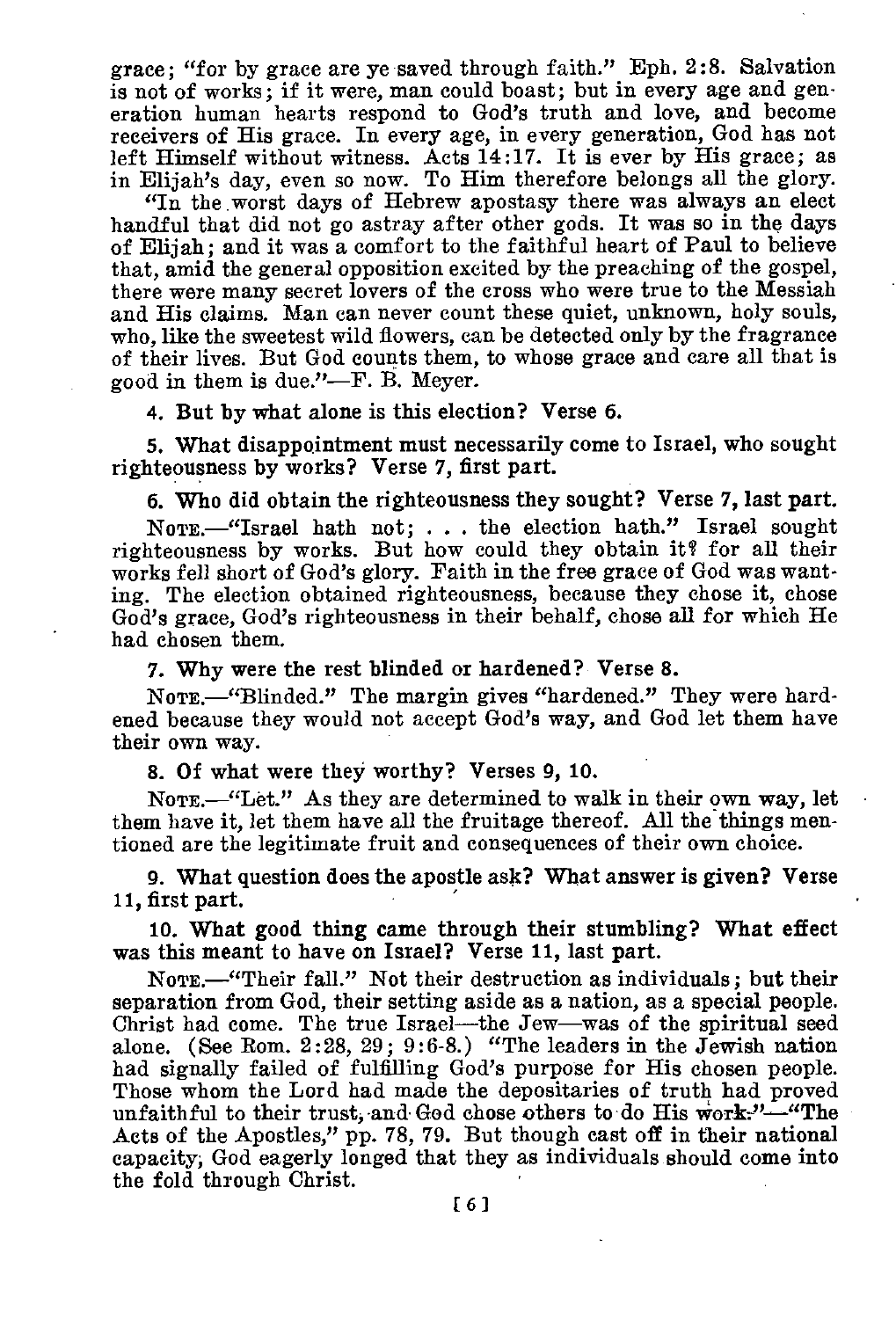grace; "for by grace are ye saved through faith." Eph. 2:8. Salvation is not of works; if it were, man could boast; but in every age and generation human hearts respond to God's truth and love, and become receivers of His grace. In every age, in every generation, God has not left Himself without witness. Acts 14:17. It is ever by His grace; as in Elijah's day, even so now. To Him therefore belongs all the glory.

"In the worst days of Hebrew apostasy there was always an elect handful that did not go astray after other gods. It was so in the days of Elijah; and it was a comfort to the faithful heart of Paul to believe that, amid the general opposition excited by the preaching of the gospel, there were many secret lovers of the cross who were true to the Messiah and His claims. Man can never count these quiet, unknown, holy souls, who, like the sweetest wild flowers, can be detected only by the fragrance of their lives. But God counts them, to whose grace and care all that is good in them is due."—F. B. Meyer.

**4. But by what alone is this election? Verse 6.**

**5. What disappointment must necessarily come to Israel, who sought righteousness by works? Verse 7, first part.**

**6. Who did obtain the righteousness they sought? Verse 7, last part.**

NOTE.—"Israel hath not; . . . the election hath." Israel sought righteousness by works. But how could they obtain it? for all their works fell short of God's glory. Faith in the free grace of God was wanting. The election obtained righteousness, because they chose it, chose God's grace, God's righteousness in their behalf, chose all for which He had chosen them.

**7. Why were the rest blinded or hardened? Verse 8.**

NOTE.—"Blinded." The margin gives "hardened." They were hardened because they would not accept God's way, and God let them have their own way.

**8. Of what were they worthy? Verses 9, 10.**

NOTE.—"Let." As they are determined to walk in their own way, let them have it, let them have all the fruitage thereof. All the things mentioned are the legitimate fruit and consequences of their own choice.

**9. What question does the apostle ask? What answer is given? Verse 11, first part.**

**10. What good thing came through their stumbling? What effect was this meant to have on Israel? Verse 11, last part.**

NOTE.—"Their fall." Not their destruction as individuals; but their separation from God, their setting aside as a nation, as a special people. Christ had come. The true Israel—the Jew—was of the spiritual seed alone. (See Rom. 2:28, 29; 9:6-8.) "The leaders in the Jewish nation had signally failed of fulfilling God's purpose for His chosen people. Those whom the Lord had made the depositaries of truth had proved unfaithful to their trust, and God chose others to do His work."—"The Acts of the Apostles," pp. 78, 79. But though cast off in their national capacity, God eagerly longed that they as individuals should come into the fold through Christ.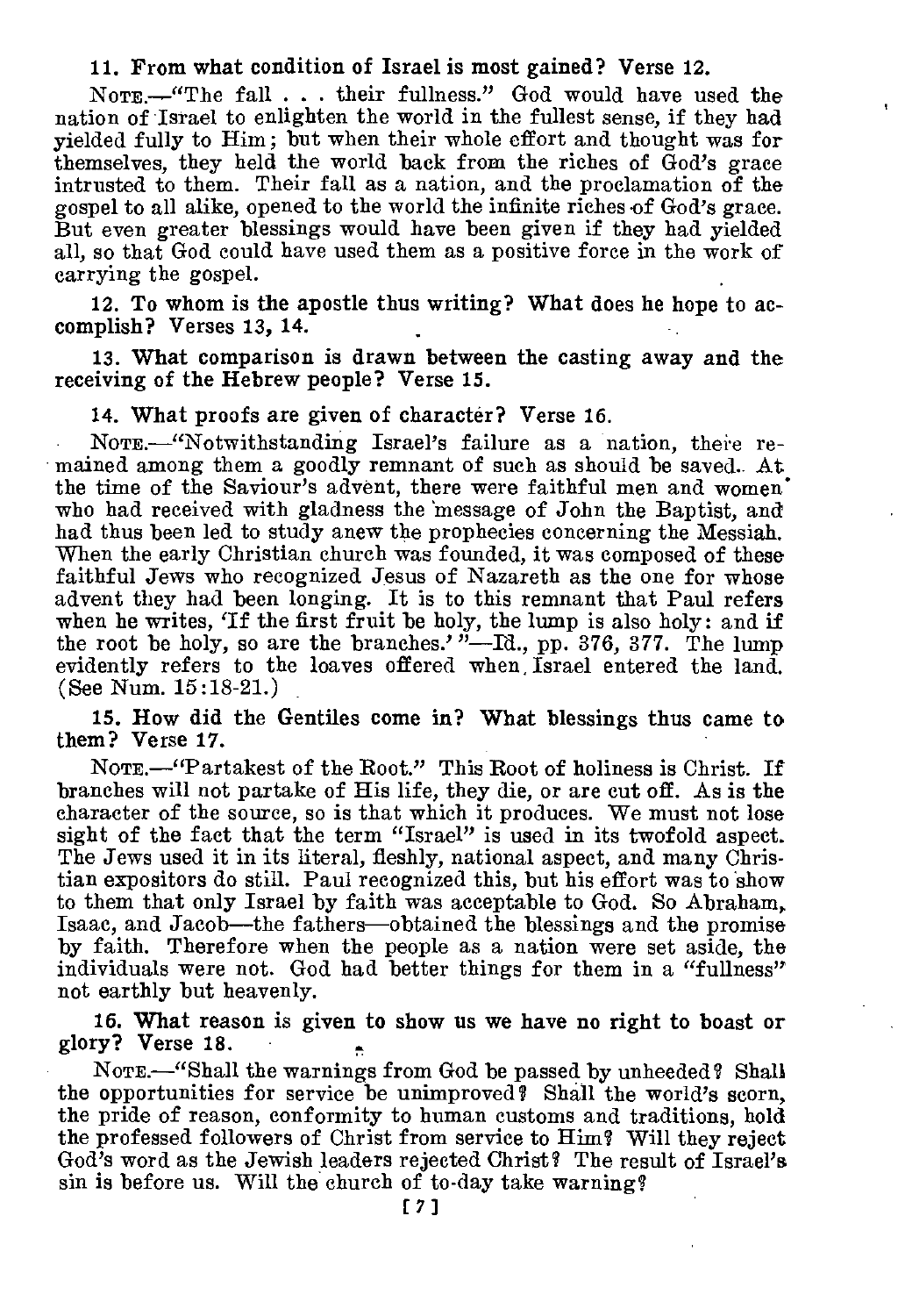**11. From what condition of Israel is most gained? Verse 12.**

NOTE.—"The fall . . . their fullness." God would have used the nation of Israel to enlighten the world in the fullest sense, if they had yielded fully to Him; but when their whole effort and thought was for themselves, they held the world back from the riches of God's grace intrusted to them. Their fall as a nation, and the proclamation of the gospel to all alike, opened to the world the infinite riches of God's grace. But even greater blessings would have been given if they had yielded all, so that God could have used them as a positive force in the work of carrying the gospel.

**12. To whom is the apostle thus writing? What does he hope to accomplish? Verses 13, 14.**

**13. What comparison is drawn between the casting away and the receiving of the Hebrew people? Verse 15.**

**14. What proofs are given of character? Verse 16.**

NOTE.—"Notwithstanding Israel's failure as a nation, there remained among them a goodly remnant of such as should be saved. At the time of the Saviour's advent, there were faithful men and women who had received with gladness the message of John the Baptist, and had thus been led to study anew the prophecies concerning the Messiah. When the early Christian church was founded, it was composed of these faithful Jews who recognized Jesus of Nazareth as the one for whose advent they had been longing. It is to this remnant that Paul refers when he writes, 'If the first fruit be holy, the lump is also holy: and if the root be holy, so are the branches.'"—Id., pp. 376, 377. The lump evidently refers to the loaves offered when Israel entered the land. (See Num. 15:18-21.)

**15. How did the Gentiles come in? What blessings thus came to them? Verse 17.**

NOTE.—"Partakest of the Root." This Root of holiness is Christ. If branches will not partake of His life, they die, or are cut off. As is the character of the source, so is that which it produces. We must not lose sight of the fact that the term "Israel" is used in its twofold aspect. The Jews used it in its literal, fleshly, national aspect, and many Christian expositors do still. Paul recognized this, but his effort was to show to them that only Israel by faith was acceptable to God. So Abraham, Isaac, and Jacob—the fathers—obtained the blessings and the promise by faith. Therefore when the people as a nation were set aside, the individuals were not. God had better things for them in a "fullness" not earthly but heavenly.

**16. What reason is given to show us we have no right to boast or glory? Verse 18.**

NOTE.—"Shall the warnings from God be passed by unheeded? Shall the opportunities for service be unimproved? Shall the world's scorn, the pride of reason, conformity to human customs and traditions, hold the professed followers of Christ from service to Him? Will they reject God's word as the Jewish leaders rejected Christ? The result of Israel's sin is before us. Will the church of to-day take warning?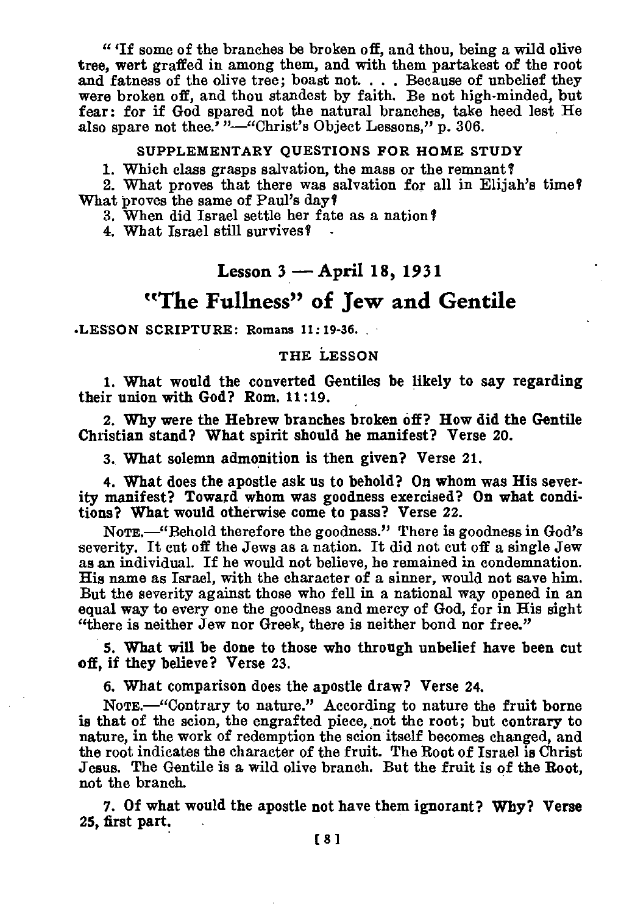"'If some of the branches be broken off, and thou, being a wild olive tree, wert graffed in among them, and with them partakest of the root and fatness of the olive tree; boast not. . . . Because of unbelief they were broken off, and thou standest by faith. Be not high-minded, but fear: for if God spared not the natural branches, take heed lest He also spare not thee.'"—"Christ's Object Lessons," p. 306.

#### SUPPLEMENTARY QUESTIONS FOR HOME STUDY

1. Which class grasps salvation, the mass or the remnant?
2. What proves that there was salvation for all in Elijah's time? What proves the same of Paul's day?
3. When did Israel settle her fate as a nation?
4. What Israel still survives?

## Lesson 3 — April 18, 1931

# "The Fullness" of Jew and Gentile

LESSON SCRIPTURE: Romans 11:19-36.

#### THE LESSON

**1. What would the converted Gentiles be likely to say regarding their union with God? Rom. 11:19.**

**2. Why were the Hebrew branches broken off? How did the Gentile Christian stand? What spirit should he manifest? Verse 20.**

**3. What solemn admonition is then given? Verse 21.**

**4. What does the apostle ask us to behold? On whom was His severity manifest? Toward whom was goodness exercised? On what conditions? What would otherwise come to pass? Verse 22.**

NOTE.—"Behold therefore the goodness." There is goodness in God's severity. It cut off the Jews as a nation. It did not cut off a single Jew as an individual. If he would not believe, he remained in condemnation. His name as Israel, with the character of a sinner, would not save him. But the severity against those who fell in a national way opened in an equal way to every one the goodness and mercy of God, for in His sight "there is neither Jew nor Greek, there is neither bond nor free."

**5. What will be done to those who through unbelief have been cut off, if they believe? Verse 23.**

**6. What comparison does the apostle draw? Verse 24.**

NOTE.—"Contrary to nature." According to nature the fruit borne is that of the scion, the engrafted piece, not the root; but contrary to nature, in the work of redemption the scion itself becomes changed, and the root indicates the character of the fruit. The Root of Israel is Christ Jesus. The Gentile is a wild olive branch. But the fruit is of the Root, not the branch.

**7. Of what would the apostle not have them ignorant? Why? Verse 25, first part.**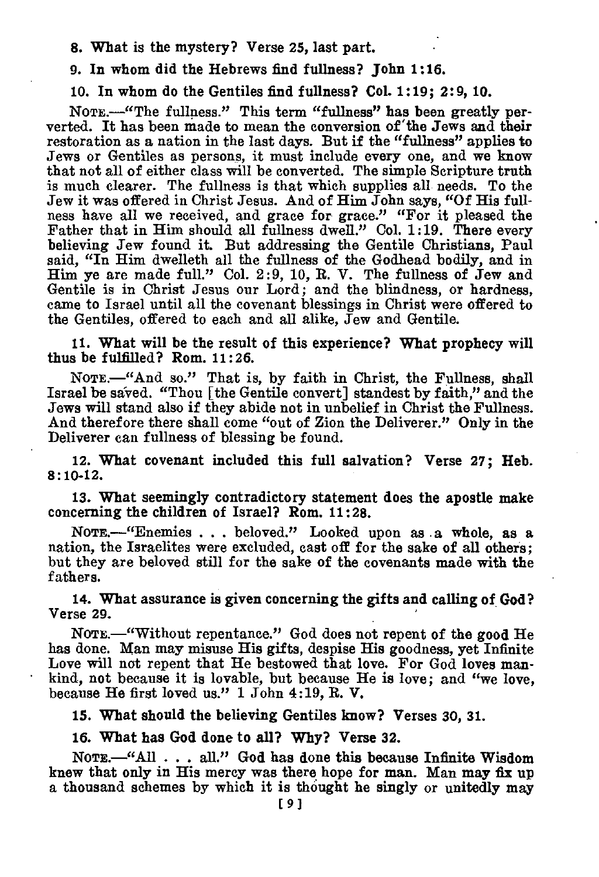**8. What is the mystery? Verse 25, last part.**

**9. In whom did the Hebrews find fullness? John 1:16.**

**10. In whom do the Gentiles find fullness? Col. 1:19; 2:9, 10.**

NOTE.—"The fullness." This term "fullness" has been greatly perverted. It has been made to mean the conversion of the Jews and their restoration as a nation in the last days. But if the "fullness" applies to Jews or Gentiles as persons, it must include every one, and we know that not all of either class will be converted. The simple Scripture truth is much clearer. The fullness is that which supplies all needs. To the Jew it was offered in Christ Jesus. And of Him John says, "Of His fullness have all we received, and grace for grace." "For it pleased the Father that in Him should all fullness dwell." Col. 1:19. There every believing Jew found it. But addressing the Gentile Christians, Paul said, "In Him dwelleth all the fullness of the Godhead bodily, and in Him ye are made full." Col. 2:9, 10, R. V. The fullness of Jew and Gentile is in Christ Jesus our Lord; and the blindness, or hardness, came to Israel until all the covenant blessings in Christ were offered to the Gentiles, offered to each and all alike, Jew and Gentile.

**11. What will be the result of this experience? What prophecy will thus be fulfilled? Rom. 11:26.**

NOTE.—"And so." That is, by faith in Christ, the Fullness, shall Israel be saved. "Thou [the Gentile convert] standest by faith," and the Jews will stand also if they abide not in unbelief in Christ the Fullness. And therefore there shall come "out of Zion the Deliverer." Only in the Deliverer can fullness of blessing be found.

**12. What covenant included this full salvation? Verse 27; Heb. 8:10-12.**

**13. What seemingly contradictory statement does the apostle make concerning the children of Israel? Rom. 11:28.**

NOTE.—"Enemies . . . beloved." Looked upon as a whole, as a nation, the Israelites were excluded, cast off for the sake of all others; but they are beloved still for the sake of the covenants made with the fathers.

**14. What assurance is given concerning the gifts and calling of God? Verse 29.**

NOTE.—"Without repentance." God does not repent of the good He has done. Man may misuse His gifts, despise His goodness, yet Infinite Love will not repent that He bestowed that love. For God loves mankind, not because it is lovable, but because He is love; and "we love, because He first loved us." 1 John 4:19, R. V.

**15. What should the believing Gentiles know? Verses 30, 31.**

**16. What has God done to all? Why? Verse 32.**

NOTE.—"All . . . all." God has done this because Infinite Wisdom knew that only in His mercy was there hope for man. Man may fix up a thousand schemes by which it is thought he singly or unitedly may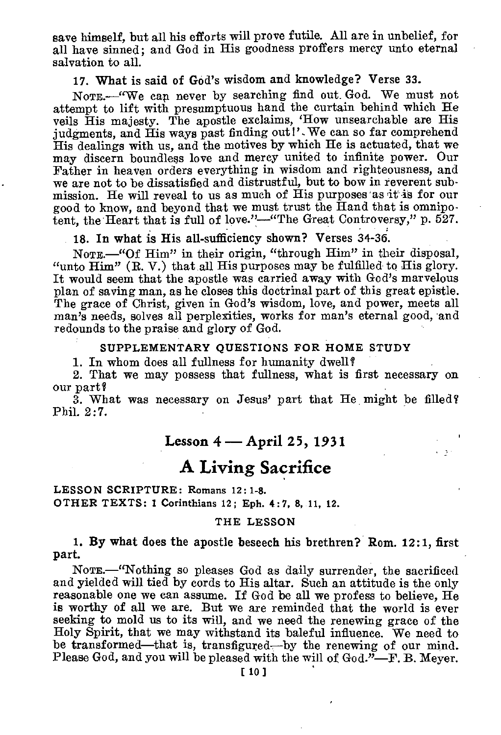save himself, but all his efforts will prove futile. All are in unbelief, for all have sinned; and God in His goodness proffers mercy unto eternal salvation to all.

**17. What is said of God's wisdom and knowledge? Verse 33.**

NOTE.—"We can never by searching find out God. We must not attempt to lift with presumptuous hand the curtain behind which He veils His majesty. The apostle exclaims, 'How unsearchable are His judgments, and His ways past finding out!' We can so far comprehend His dealings with us, and the motives by which He is actuated, that we may discern boundless love and mercy united to infinite power. Our Father in heaven orders everything in wisdom and righteousness, and we are not to be dissatisfied and distrustful, but to bow in reverent submission. He will reveal to us as much of His purposes as it is for our good to know, and beyond that we must trust the Hand that is omnipotent, the Heart that is full of love."—"The Great Controversy," p. 527.

**18. In what is His all-sufficiency shown? Verses 34-36.**

NOTE.—"Of Him" in their origin, "through Him" in their disposal, "unto Him" (R. V.) that all His purposes may be fulfilled to His glory. It would seem that the apostle was carried away with God's marvelous plan of saving man, as he closes this doctrinal part of this great epistle. The grace of Christ, given in God's wisdom, love, and power, meets all man's needs, solves all perplexities, works for man's eternal good, and redounds to the praise and glory of God.

SUPPLEMENTARY QUESTIONS FOR HOME STUDY

1. In whom does all fullness for humanity dwell?

2. That we may possess that fullness, what is first necessary on our part?

3. What was necessary on Jesus' part that He might be filled? Phil. 2:7.

## Lesson 4 — April 25, 1931

# A Living Sacrifice

**LESSON SCRIPTURE:** Romans 12:1-8.
**OTHER TEXTS:** 1 Corinthians 12; Eph. 4:7, 8, 11, 12.

THE LESSON

**1. By what does the apostle beseech his brethren? Rom. 12:1, first part.**

NOTE.—"Nothing so pleases God as daily surrender, the sacrificed and yielded will tied by cords to His altar. Such an attitude is the only reasonable one we can assume. If God be all we profess to believe, He is worthy of all we are. But we are reminded that the world is ever seeking to mold us to its will, and we need the renewing grace of the Holy Spirit, that we may withstand its baleful influence. We need to be transformed—that is, transfigured—by the renewing of our mind. Please God, and you will be pleased with the will of God."—F. B. Meyer.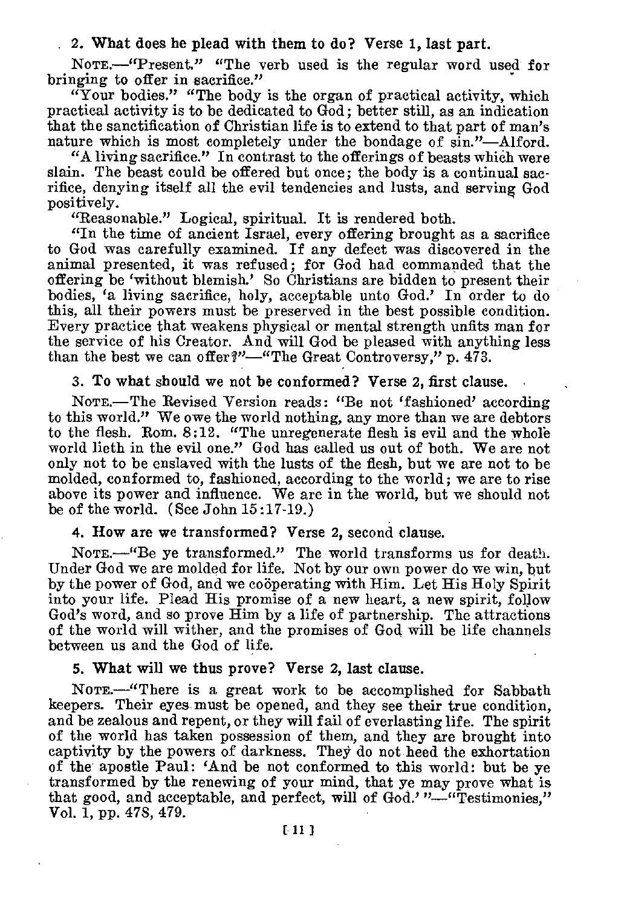**2. What does he plead with them to do? Verse 1, last part.**

NOTE.—"Present." "The verb used is the regular word used for bringing to offer in sacrifice."

"Your bodies." "The body is the organ of practical activity, which practical activity is to be dedicated to God; better still, as an indication that the sanctification of Christian life is to extend to that part of man's nature which is most completely under the bondage of sin."—Alford.

"A living sacrifice." In contrast to the offerings of beasts which were slain. The beast could be offered but once; the body is a continual sacrifice, denying itself all the evil tendencies and lusts, and serving God positively.

"Reasonable." Logical, spiritual. It is rendered both.

"In the time of ancient Israel, every offering brought as a sacrifice to God was carefully examined. If any defect was discovered in the animal presented, it was refused; for God had commanded that the offering be 'without blemish.' So Christians are bidden to present their bodies, 'a living sacrifice, holy, acceptable unto God.' In order to do this, all their powers must be preserved in the best possible condition. Every practice that weakens physical or mental strength unfits man for the service of his Creator. And will God be pleased with anything less than the best we can offer?"—"The Great Controversy," p. 473.

**3. To what should we not be conformed? Verse 2, first clause.**

NOTE.—The Revised Version reads: "Be not 'fashioned' according to this world." We owe the world nothing, any more than we are debtors to the flesh. Rom. 8:12. "The unregenerate flesh is evil and the whole world lieth in the evil one." God has called us out of both. We are not only not to be enslaved with the lusts of the flesh, but we are not to be molded, conformed to, fashioned, according to the world; we are to rise above its power and influence. We are in the world, but we should not be of the world. (See John 15:17-19.)

**4. How are we transformed? Verse 2, second clause.**

NOTE.—"Be ye transformed." The world transforms us for death. Under God we are molded for life. Not by our own power do we win, but by the power of God, and we coöperating with Him. Let His Holy Spirit into your life. Plead His promise of a new heart, a new spirit, follow God's word, and so prove Him by a life of partnership. The attractions of the world will wither, and the promises of God will be life channels between us and the God of life.

**5. What will we thus prove? Verse 2, last clause.**

NOTE.—"There is a great work to be accomplished for Sabbath keepers. Their eyes must be opened, and they see their true condition, and be zealous and repent, or they will fail of everlasting life. The spirit of the world has taken possession of them, and they are brought into captivity by the powers of darkness. They do not heed the exhortation of the apostle Paul: 'And be not conformed to this world: but be ye transformed by the renewing of your mind, that ye may prove what is that good, and acceptable, and perfect, will of God.' "—"Testimonies," Vol. 1, pp. 478, 479.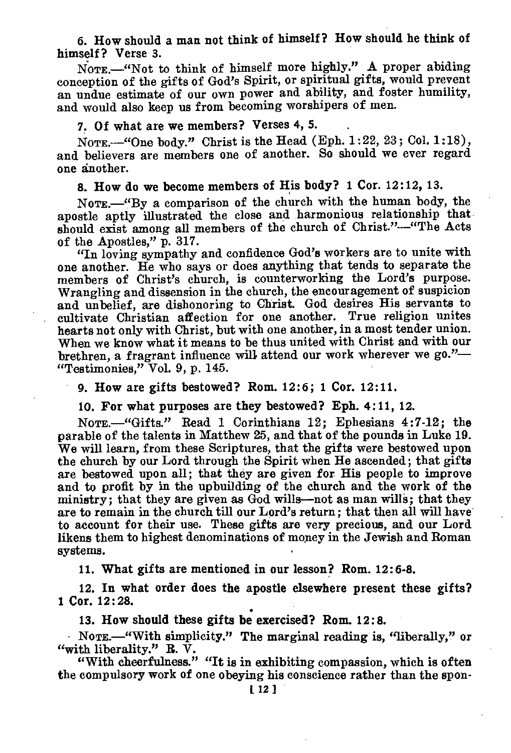**6. How should a man not think of himself? How should he think of himself? Verse 3.**

NOTE.—"Not to think of himself more highly." A proper abiding conception of the gifts of God's Spirit, or spiritual gifts, would prevent an undue estimate of our own power and ability, and foster humility, and would also keep us from becoming worshipers of men.

**7. Of what are we members? Verses 4, 5.**

NOTE.—"One body." Christ is the Head (Eph. 1:22, 23; Col. 1:18), and believers are members one of another. So should we ever regard one another.

**8. How do we become members of His body? 1 Cor. 12:12, 13.**

NOTE.—"By a comparison of the church with the human body, the apostle aptly illustrated the close and harmonious relationship that should exist among all members of the church of Christ."—"The Acts of the Apostles," p. 317.

"In loving sympathy and confidence God's workers are to unite with one another. He who says or does anything that tends to separate the members of Christ's church, is counterworking the Lord's purpose. Wrangling and dissension in the church, the encouragement of suspicion and unbelief, are dishonoring to Christ. God desires His servants to cultivate Christian affection for one another. True religion unites hearts not only with Christ, but with one another, in a most tender union. When we know what it means to be thus united with Christ and with our brethren, a fragrant influence will attend our work wherever we go."—"Testimonies," Vol. 9, p. 145.

**9. How are gifts bestowed? Rom. 12:6; 1 Cor. 12:11.**

**10. For what purposes are they bestowed? Eph. 4:11, 12.**

NOTE.—"Gifts." Read 1 Corinthians 12; Ephesians 4:7-12; the parable of the talents in Matthew 25, and that of the pounds in Luke 19. We will learn, from these Scriptures, that the gifts were bestowed upon the church by our Lord through the Spirit when He ascended; that gifts are bestowed upon all; that they are given for His people to improve and to profit by in the upbuilding of the church and the work of the ministry; that they are given as God wills—not as man wills; that they are to remain in the church till our Lord's return; that then all will have to account for their use. These gifts are very precious, and our Lord likens them to highest denominations of money in the Jewish and Roman systems.

**11. What gifts are mentioned in our lesson? Rom. 12:6-8.**

**12. In what order does the apostle elsewhere present these gifts? 1 Cor. 12:28.**

**13. How should these gifts be exercised? Rom. 12:8.**

NOTE.—"With simplicity." The marginal reading is, "liberally," or "with liberality." R. V.

"With cheerfulness." "It is in exhibiting compassion, which is often the compulsory work of one obeying his conscience rather than the spon-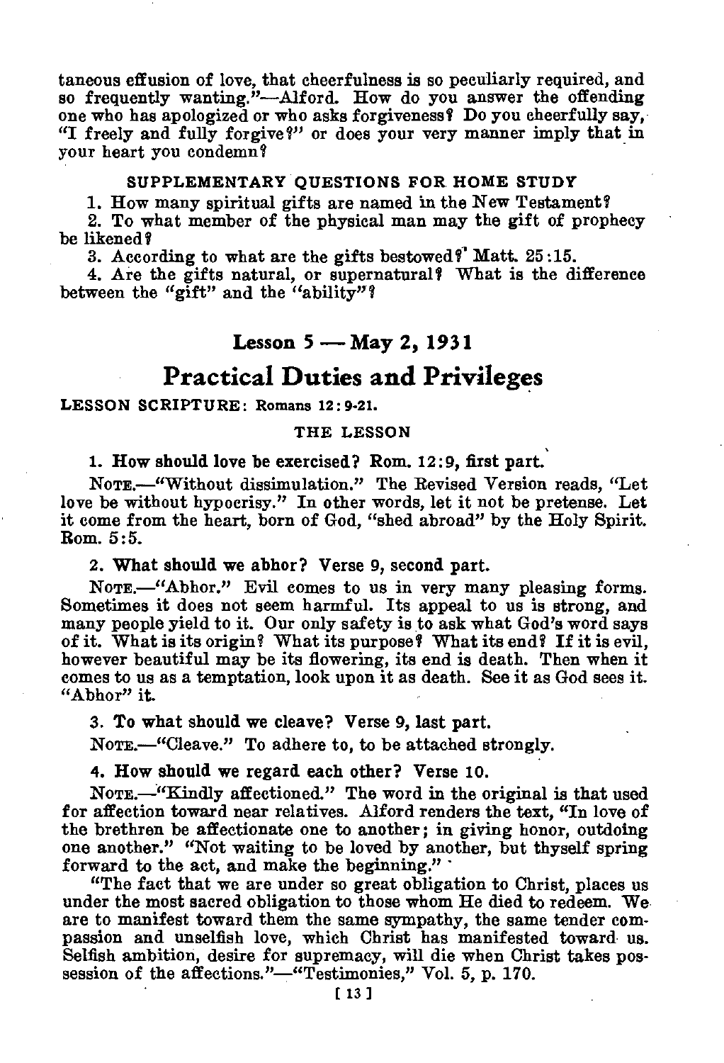taneous effusion of love, that cheerfulness is so peculiarly required, and so frequently wanting."—Alford. How do you answer the offending one who has apologized or who asks forgiveness? Do you cheerfully say, "I freely and fully forgive?" or does your very manner imply that in your heart you condemn?

### SUPPLEMENTARY QUESTIONS FOR HOME STUDY

1. How many spiritual gifts are named in the New Testament?
2. To what member of the physical man may the gift of prophecy be likened?
3. According to what are the gifts bestowed? Matt. 25:15.
4. Are the gifts natural, or supernatural? What is the difference between the "gift" and the "ability"?

## Lesson 5 — May 2, 1931

# Practical Duties and Privileges

**LESSON SCRIPTURE:** Romans 12:9-21.

### THE LESSON

**1. How should love be exercised? Rom. 12:9, first part.**

NOTE.—"Without dissimulation." The Revised Version reads, "Let love be without hypocrisy." In other words, let it not be pretense. Let it come from the heart, born of God, "shed abroad" by the Holy Spirit. Rom. 5:5.

**2. What should we abhor? Verse 9, second part.**

NOTE.—"Abhor." Evil comes to us in very many pleasing forms. Sometimes it does not seem harmful. Its appeal to us is strong, and many people yield to it. Our only safety is to ask what God's word says of it. What is its origin? What its purpose? What its end? If it is evil, however beautiful may be its flowering, its end is death. Then when it comes to us as a temptation, look upon it as death. See it as God sees it. "Abhor" it.

**3. To what should we cleave? Verse 9, last part.**

NOTE.—"Cleave." To adhere to, to be attached strongly.

**4. How should we regard each other? Verse 10.**

NOTE.—"Kindly affectioned." The word in the original is that used for affection toward near relatives. Alford renders the text, "In love of the brethren be affectionate one to another; in giving honor, outdoing one another." "Not waiting to be loved by another, but thyself spring forward to the act, and make the beginning."

"The fact that we are under so great obligation to Christ, places us under the most sacred obligation to those whom He died to redeem. We are to manifest toward them the same sympathy, the same tender compassion and unselfish love, which Christ has manifested toward us. Selfish ambition, desire for supremacy, will die when Christ takes possession of the affections."—"Testimonies," Vol. 5, p. 170.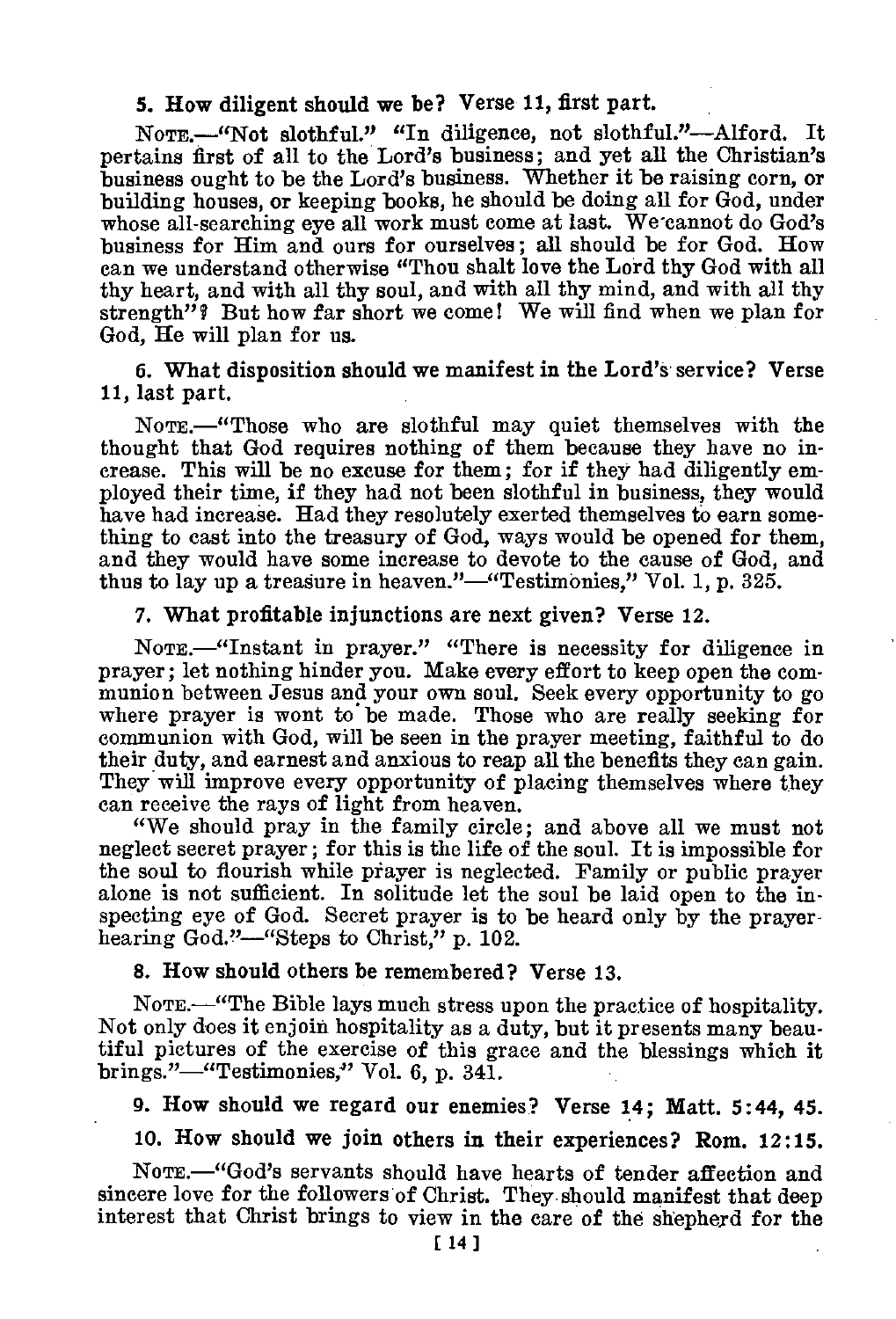**5. How diligent should we be? Verse 11, first part.**

NOTE.—"Not slothful." "In diligence, not slothful."—Alford. It pertains first of all to the Lord's business; and yet all the Christian's business ought to be the Lord's business. Whether it be raising corn, or building houses, or keeping books, he should be doing all for God, under whose all-searching eye all work must come at last. We cannot do God's business for Him and ours for ourselves; all should be for God. How can we understand otherwise "Thou shalt love the Lord thy God with all thy heart, and with all thy soul, and with all thy mind, and with all thy strength"? But how far short we come! We will find when we plan for God, He will plan for us.

**6. What disposition should we manifest in the Lord's service? Verse 11, last part.**

NOTE.—"Those who are slothful may quiet themselves with the thought that God requires nothing of them because they have no increase. This will be no excuse for them; for if they had diligently employed their time, if they had not been slothful in business, they would have had increase. Had they resolutely exerted themselves to earn something to cast into the treasury of God, ways would be opened for them, and they would have some increase to devote to the cause of God, and thus to lay up a treasure in heaven."—"Testimonies," Vol. 1, p. 325.

**7. What profitable injunctions are next given? Verse 12.**

NOTE.—"Instant in prayer." "There is necessity for diligence in prayer; let nothing hinder you. Make every effort to keep open the communion between Jesus and your own soul. Seek every opportunity to go where prayer is wont to be made. Those who are really seeking for communion with God, will be seen in the prayer meeting, faithful to do their duty, and earnest and anxious to reap all the benefits they can gain. They will improve every opportunity of placing themselves where they can receive the rays of light from heaven.

"We should pray in the family circle; and above all we must not neglect secret prayer; for this is the life of the soul. It is impossible for the soul to flourish while prayer is neglected. Family or public prayer alone is not sufficient. In solitude let the soul be laid open to the inspecting eye of God. Secret prayer is to be heard only by the prayer-hearing God."—"Steps to Christ," p. 102.

**8. How should others be remembered? Verse 13.**

NOTE.—"The Bible lays much stress upon the practice of hospitality. Not only does it enjoin hospitality as a duty, but it presents many beautiful pictures of the exercise of this grace and the blessings which it brings."—"Testimonies," Vol. 6, p. 341.

**9. How should we regard our enemies? Verse 14; Matt. 5:44, 45.**

**10. How should we join others in their experiences? Rom. 12:15.**

NOTE.—"God's servants should have hearts of tender affection and sincere love for the followers of Christ. They should manifest that deep interest that Christ brings to view in the care of the shepherd for the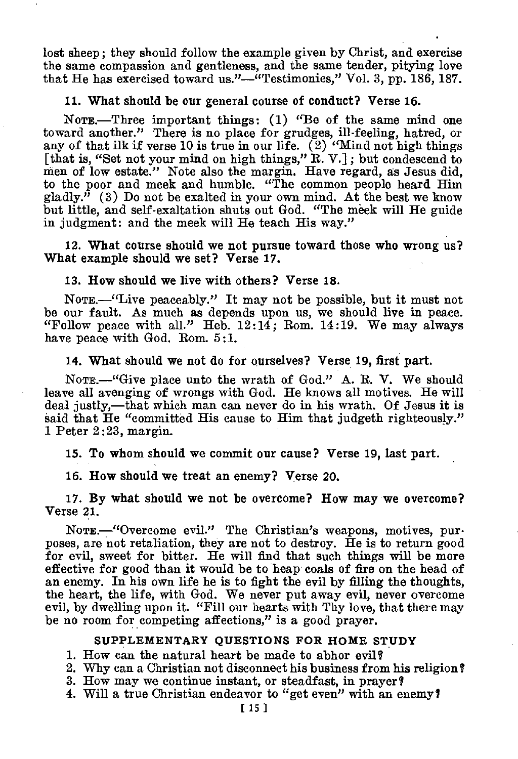lost sheep; they should follow the example given by Christ, and exercise the same compassion and gentleness, and the same tender, pitying love that He has exercised toward us."—"Testimonies," Vol. 3, pp. 186, 187.

**11. What should be our general course of conduct? Verse 16.**

NOTE.—Three important things: (1) "Be of the same mind one toward another." There is no place for grudges, ill-feeling, hatred, or any of that ilk if verse 10 is true in our life. (2) "Mind not high things [that is, "Set not your mind on high things," R. V.]; but condescend to men of low estate." Note also the margin. Have regard, as Jesus did, to the poor and meek and humble. "The common people heard Him gladly." (3) Do not be exalted in your own mind. At the best we know but little, and self-exaltation shuts out God. "The meek will He guide in judgment: and the meek will He teach His way."

**12. What course should we not pursue toward those who wrong us? What example should we set? Verse 17.**

**13. How should we live with others? Verse 18.**

NOTE.—"Live peaceably." It may not be possible, but it must not be our fault. As much as depends upon us, we should live in peace. "Follow peace with all." Heb. 12:14; Rom. 14:19. We may always have peace with God. Rom. 5:1.

**14. What should we not do for ourselves? Verse 19, first part.**

NOTE.—"Give place unto the wrath of God." A. R. V. We should leave all avenging of wrongs with God. He knows all motives. He will deal justly,—that which man can never do in his wrath. Of Jesus it is said that He "committed His cause to Him that judgeth righteously." 1 Peter 2:23, margin.

**15. To whom should we commit our cause? Verse 19, last part.**

**16. How should we treat an enemy? Verse 20.**

**17. By what should we not be overcome? How may we overcome? Verse 21.**

NOTE.—"Overcome evil." The Christian's weapons, motives, purposes, are not retaliation, they are not to destroy. He is to return good for evil, sweet for bitter. He will find that such things will be more effective for good than it would be to heap coals of fire on the head of an enemy. In his own life he is to fight the evil by filling the thoughts, the heart, the life, with God. We never put away evil, never overcome evil, by dwelling upon it. "Fill our hearts with Thy love, that there may be no room for competing affections," is a good prayer.

### SUPPLEMENTARY QUESTIONS FOR HOME STUDY

1. How can the natural heart be made to abhor evil?
2. Why can a Christian not disconnect his business from his religion?
3. How may we continue instant, or steadfast, in prayer?
4. Will a true Christian endeavor to "get even" with an enemy?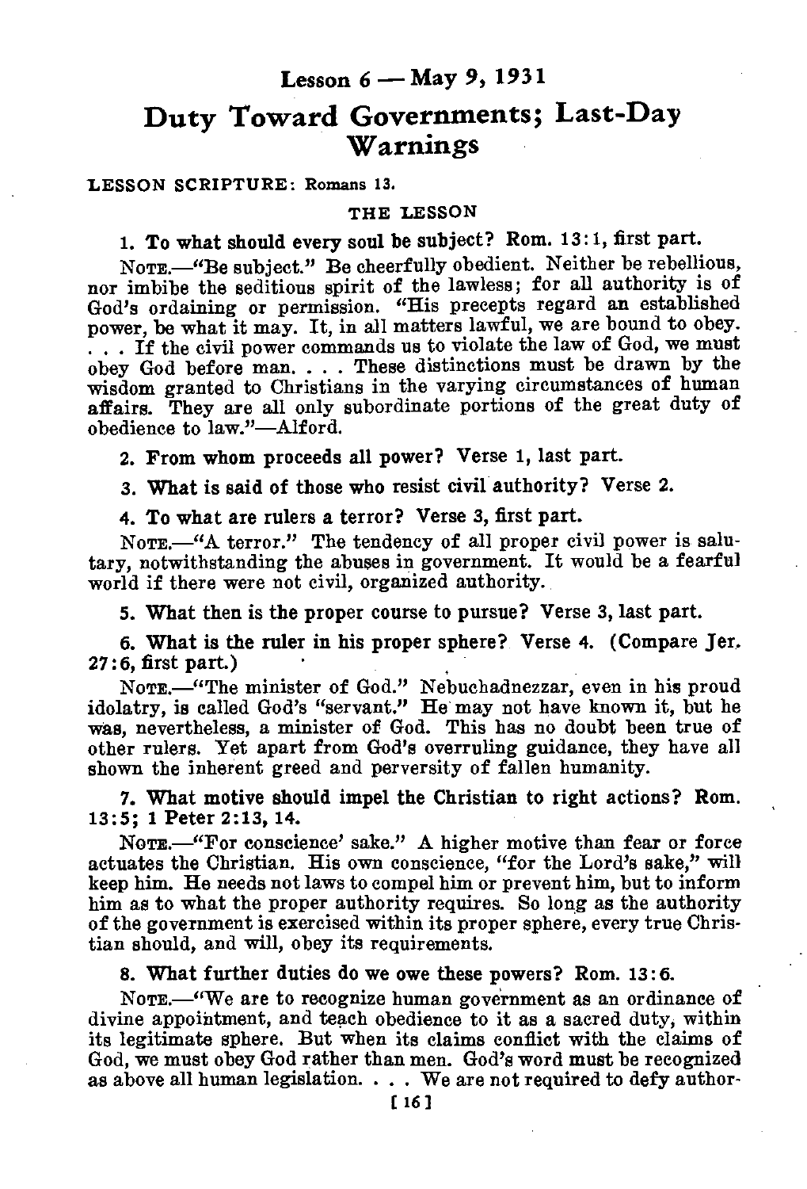## Lesson 6 — May 9, 1931

# Duty Toward Governments; Last-Day Warnings

**LESSON SCRIPTURE:** Romans 13.

### THE LESSON

**1. To what should every soul be subject? Rom. 13:1, first part.**

NOTE.—"Be subject." Be cheerfully obedient. Neither be rebellious, nor imbibe the seditious spirit of the lawless; for all authority is of God's ordaining or permission. "His precepts regard an established power, be what it may. It, in all matters lawful, we are bound to obey. . . . If the civil power commands us to violate the law of God, we must obey God before man. . . . These distinctions must be drawn by the wisdom granted to Christians in the varying circumstances of human affairs. They are all only subordinate portions of the great duty of obedience to law."—Alford.

**2. From whom proceeds all power? Verse 1, last part.**

**3. What is said of those who resist civil authority? Verse 2.**

**4. To what are rulers a terror? Verse 3, first part.**

NOTE.—"A terror." The tendency of all proper civil power is salutary, notwithstanding the abuses in government. It would be a fearful world if there were not civil, organized authority.

**5. What then is the proper course to pursue? Verse 3, last part.**

**6. What is the ruler in his proper sphere? Verse 4. (Compare Jer. 27:6, first part.)**

NOTE.—"The minister of God." Nebuchadnezzar, even in his proud idolatry, is called God's "servant." He may not have known it, but he was, nevertheless, a minister of God. This has no doubt been true of other rulers. Yet apart from God's overruling guidance, they have all shown the inherent greed and perversity of fallen humanity.

**7. What motive should impel the Christian to right actions? Rom. 13:5; 1 Peter 2:13, 14.**

NOTE.—"For conscience' sake." A higher motive than fear or force actuates the Christian. His own conscience, "for the Lord's sake," will keep him. He needs not laws to compel him or prevent him, but to inform him as to what the proper authority requires. So long as the authority of the government is exercised within its proper sphere, every true Christian should, and will, obey its requirements.

**8. What further duties do we owe these powers? Rom. 13:6.**

NOTE.—"We are to recognize human government as an ordinance of divine appointment, and teach obedience to it as a sacred duty, within its legitimate sphere. But when its claims conflict with the claims of God, we must obey God rather than men. God's word must be recognized as above all human legislation. . . . We are not required to defy author-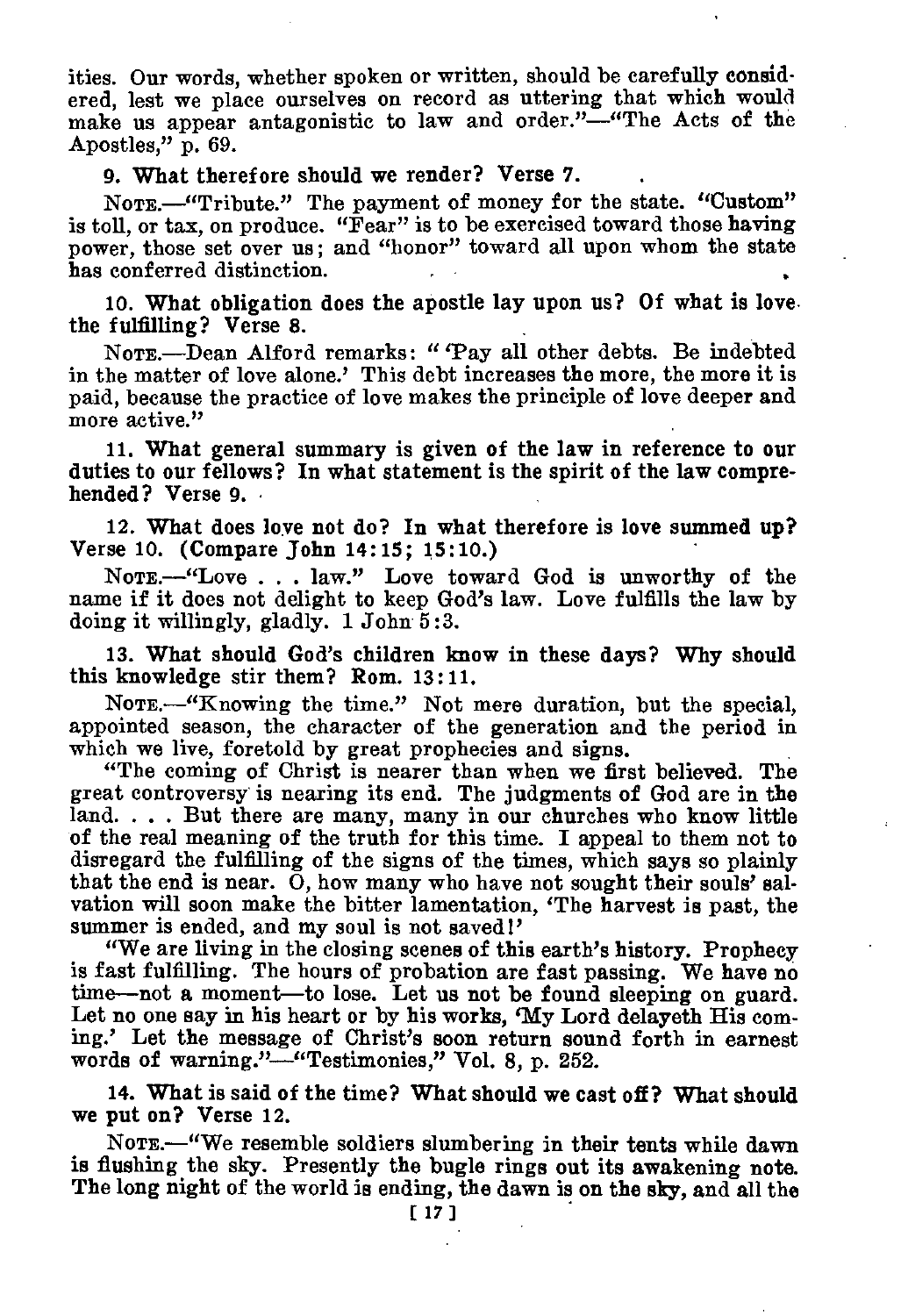ities. Our words, whether spoken or written, should be carefully considered, lest we place ourselves on record as uttering that which would make us appear antagonistic to law and order."—"The Acts of the Apostles," p. 69.

**9. What therefore should we render? Verse 7.**

NOTE.—"Tribute." The payment of money for the state. "Custom" is toll, or tax, on produce. "Fear" is to be exercised toward those having power, those set over us; and "honor" toward all upon whom the state has conferred distinction.

**10. What obligation does the apostle lay upon us? Of what is love the fulfilling? Verse 8.**

NOTE.—Dean Alford remarks: "'Pay all other debts. Be indebted in the matter of love alone.' This debt increases the more, the more it is paid, because the practice of love makes the principle of love deeper and more active."

**11. What general summary is given of the law in reference to our duties to our fellows? In what statement is the spirit of the law comprehended? Verse 9.**

**12. What does love not do? In what therefore is love summed up? Verse 10. (Compare John 14:15; 15:10.)**

NOTE.—"Love . . . law." Love toward God is unworthy of the name if it does not delight to keep God's law. Love fulfills the law by doing it willingly, gladly. 1 John 5:3.

**13. What should God's children know in these days? Why should this knowledge stir them? Rom. 13:11.**

NOTE.—"Knowing the time." Not mere duration, but the special, appointed season, the character of the generation and the period in which we live, foretold by great prophecies and signs.

"The coming of Christ is nearer than when we first believed. The great controversy is nearing its end. The judgments of God are in the land. . . . But there are many, many in our churches who know little of the real meaning of the truth for this time. I appeal to them not to disregard the fulfilling of the signs of the times, which says so plainly that the end is near. O, how many who have not sought their souls' salvation will soon make the bitter lamentation, 'The harvest is past, the summer is ended, and my soul is not saved!'

"We are living in the closing scenes of this earth's history. Prophecy is fast fulfilling. The hours of probation are fast passing. We have no time—not a moment—to lose. Let us not be found sleeping on guard. Let no one say in his heart or by his works, 'My Lord delayeth His coming.' Let the message of Christ's soon return sound forth in earnest words of warning."—"Testimonies," Vol. 8, p. 252.

**14. What is said of the time? What should we cast off? What should we put on? Verse 12.**

NOTE.—"We resemble soldiers slumbering in their tents while dawn is flushing the sky. Presently the bugle rings out its awakening note. The long night of the world is ending, the dawn is on the sky, and all the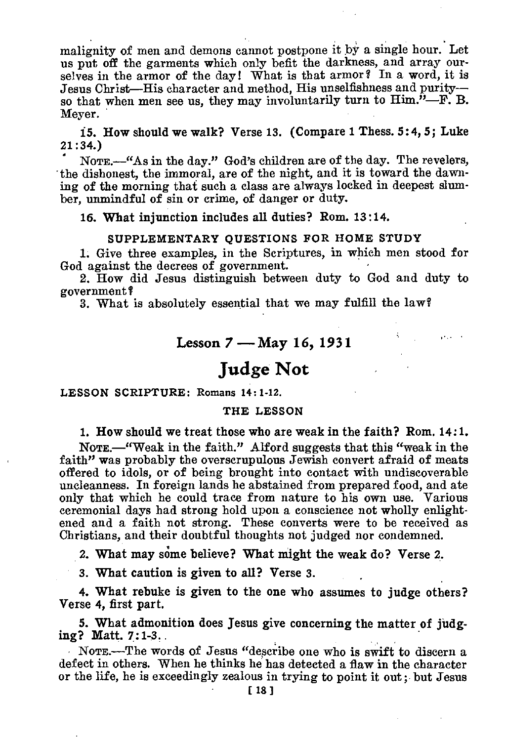malignity of men and demons cannot postpone it by a single hour. Let us put off the garments which only befit the darkness, and array ourselves in the armor of the day! What is that armor? In a word, it is Jesus Christ—His character and method, His unselfishness and purity—so that when men see us, they may involuntarily turn to Him."—F. B. Meyer.

**15. How should we walk? Verse 13. (Compare 1 Thess. 5:4, 5; Luke 21:34.)**

NOTE.—"As in the day." God's children are of the day. The revelers, the dishonest, the immoral, are of the night, and it is toward the dawning of the morning that such a class are always locked in deepest slumber, unmindful of sin or crime, of danger or duty.

**16. What injunction includes all duties? Rom. 13:14.**

### SUPPLEMENTARY QUESTIONS FOR HOME STUDY

1. Give three examples, in the Scriptures, in which men stood for God against the decrees of government.
2. How did Jesus distinguish between duty to God and duty to government?
3. What is absolutely essential that we may fulfill the law?

## Lesson 7 — May 16, 1931

# Judge Not

LESSON SCRIPTURE: Romans 14:1-12.

### THE LESSON

**1. How should we treat those who are weak in the faith? Rom. 14:1.**

NOTE.—"Weak in the faith." Alford suggests that this "weak in the faith" was probably the overscrupulous Jewish convert afraid of meats offered to idols, or of being brought into contact with undiscoverable uncleanness. In foreign lands he abstained from prepared food, and ate only that which he could trace from nature to his own use. Various ceremonial days had strong hold upon a conscience not wholly enlightened and a faith not strong. These converts were to be received as Christians, and their doubtful thoughts not judged nor condemned.

**2. What may some believe? What might the weak do? Verse 2.**

**3. What caution is given to all? Verse 3.**

**4. What rebuke is given to the one who assumes to judge others? Verse 4, first part.**

**5. What admonition does Jesus give concerning the matter of judging? Matt. 7:1-3.**

NOTE.—The words of Jesus "describe one who is swift to discern a defect in others. When he thinks he has detected a flaw in the character or the life, he is exceedingly zealous in trying to point it out; but Jesus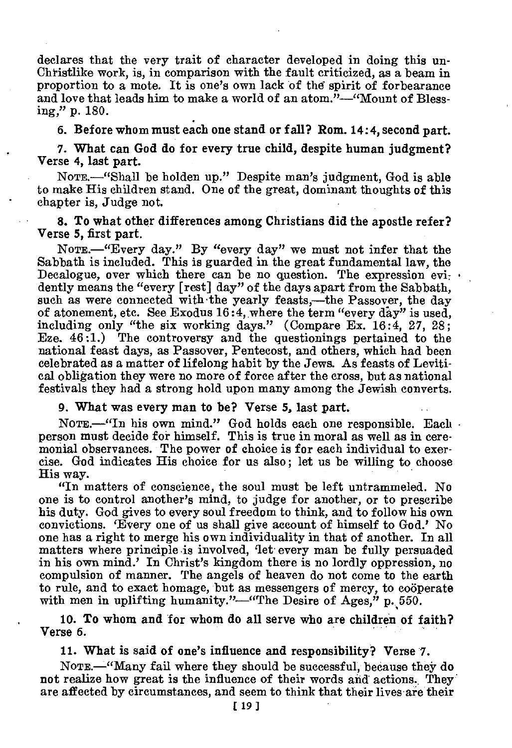declares that the very trait of character developed in doing this un-Christlike work, is, in comparison with the fault criticized, as a beam in proportion to a mote. It is one's own lack of the spirit of forbearance and love that leads him to make a world of an atom."—"Mount of Blessing," p. 180.

**6. Before whom must each one stand or fall? Rom. 14:4, second part.**

**7. What can God do for every true child, despite human judgment? Verse 4, last part.**

NOTE.—"Shall be holden up." Despite man's judgment, God is able to make His children stand. One of the great, dominant thoughts of this chapter is, Judge not.

**8. To what other differences among Christians did the apostle refer? Verse 5, first part.**

NOTE.—"Every day." By "every day" we must not infer that the Sabbath is included. This is guarded in the great fundamental law, the Decalogue, over which there can be no question. The expression evidently means the "every [rest] day" of the days apart from the Sabbath, such as were connected with the yearly feasts,—the Passover, the day of atonement, etc. See Exodus 16:4, where the term "every day" is used, including only "the six working days." (Compare Ex. 16:4, 27, 28; Eze. 46:1.) The controversy and the questionings pertained to the national feast days, as Passover, Pentecost, and others, which had been celebrated as a matter of lifelong habit by the Jews. As feasts of Levitical obligation they were no more of force after the cross, but as national festivals they had a strong hold upon many among the Jewish converts.

**9. What was every man to be? Verse 5, last part.**

NOTE.—"In his own mind." God holds each one responsible. Each person must decide for himself. This is true in moral as well as in ceremonial observances. The power of choice is for each individual to exercise. God indicates His choice for us also; let us be willing to choose His way.

"In matters of conscience, the soul must be left untrammeled. No one is to control another's mind, to judge for another, or to prescribe his duty. God gives to every soul freedom to think, and to follow his own convictions. 'Every one of us shall give account of himself to God.' No one has a right to merge his own individuality in that of another. In all matters where principle is involved, 'let every man be fully persuaded in his own mind.' In Christ's kingdom there is no lordly oppression, no compulsion of manner. The angels of heaven do not come to the earth to rule, and to exact homage, but as messengers of mercy, to coöperate with men in uplifting humanity."—"The Desire of Ages," p. 550.

**10. To whom and for whom do all serve who are children of faith? Verse 6.**

**11. What is said of one's influence and responsibility? Verse 7.**

NOTE.—"Many fail where they should be successful, because they do not realize how great is the influence of their words and actions. They are affected by circumstances, and seem to think that their lives are their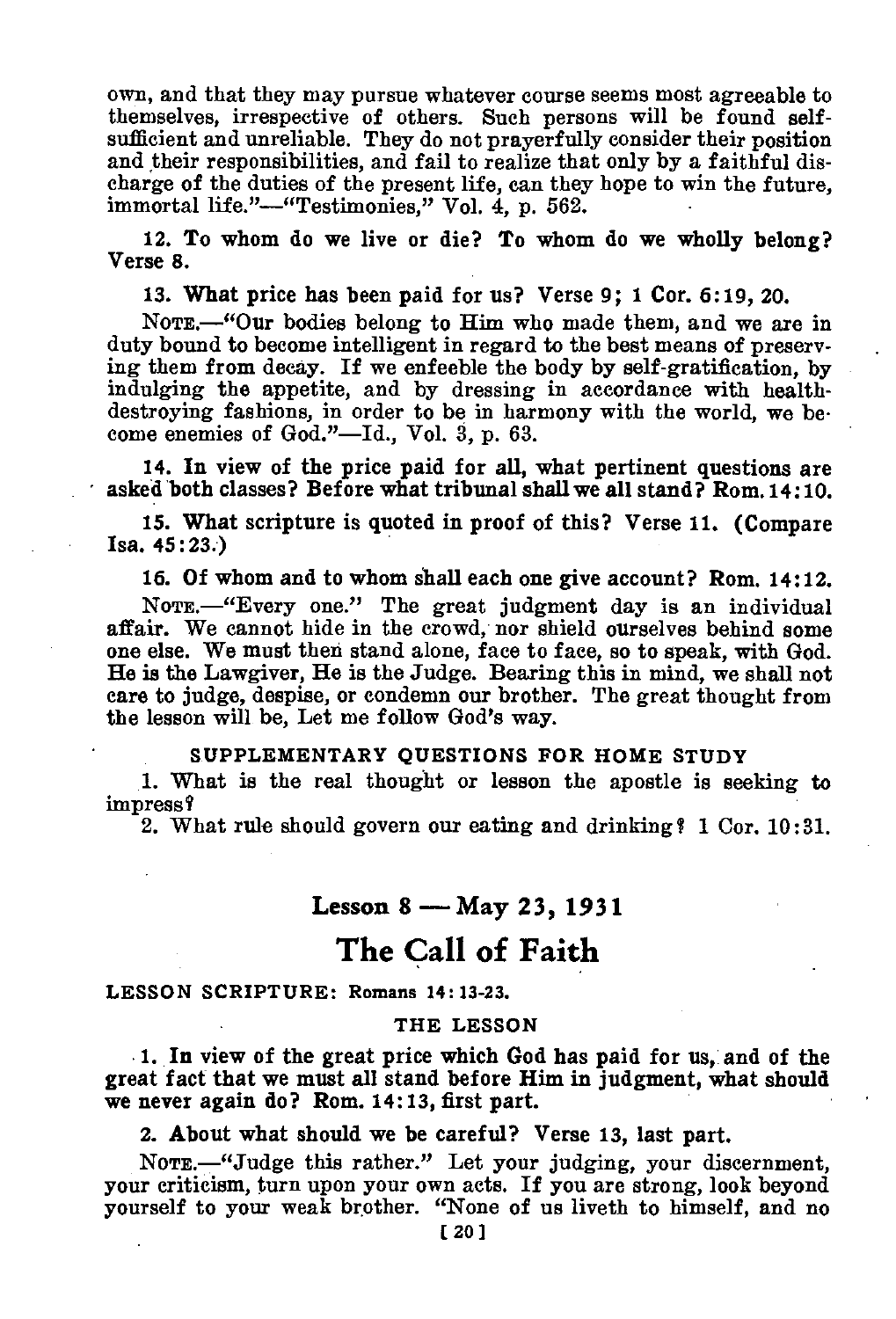own, and that they may pursue whatever course seems most agreeable to themselves, irrespective of others. Such persons will be found self-sufficient and unreliable. They do not prayerfully consider their position and their responsibilities, and fail to realize that only by a faithful discharge of the duties of the present life, can they hope to win the future, immortal life."—"Testimonies," Vol. 4, p. 562.

**12. To whom do we live or die? To whom do we wholly belong? Verse 8.**

**13. What price has been paid for us? Verse 9; 1 Cor. 6:19, 20.**

NOTE.—"Our bodies belong to Him who made them, and we are in duty bound to become intelligent in regard to the best means of preserving them from decay. If we enfeeble the body by self-gratification, by indulging the appetite, and by dressing in accordance with health-destroying fashions, in order to be in harmony with the world, we become enemies of God."—Id., Vol. 3, p. 63.

**14. In view of the price paid for all, what pertinent questions are asked both classes? Before what tribunal shall we all stand? Rom. 14:10.**

**15. What scripture is quoted in proof of this? Verse 11. (Compare Isa. 45:23.)**

**16. Of whom and to whom shall each one give account? Rom. 14:12.**

NOTE.—"Every one." The great judgment day is an individual affair. We cannot hide in the crowd, nor shield ourselves behind some one else. We must then stand alone, face to face, so to speak, with God. He is the Lawgiver, He is the Judge. Bearing this in mind, we shall not care to judge, despise, or condemn our brother. The great thought from the lesson will be, Let me follow God's way.

SUPPLEMENTARY QUESTIONS FOR HOME STUDY

1. What is the real thought or lesson the apostle is seeking to impress?

2. What rule should govern our eating and drinking? 1 Cor. 10:31.

## Lesson 8 — May 23, 1931

# The Call of Faith

**LESSON SCRIPTURE: Romans 14:13-23.**

THE LESSON

**1. In view of the great price which God has paid for us, and of the great fact that we must all stand before Him in judgment, what should we never again do? Rom. 14:13, first part.**

**2. About what should we be careful? Verse 13, last part.**

NOTE.—"Judge this rather." Let your judging, your discernment, your criticism, turn upon your own acts. If you are strong, look beyond yourself to your weak brother. "None of us liveth to himself, and no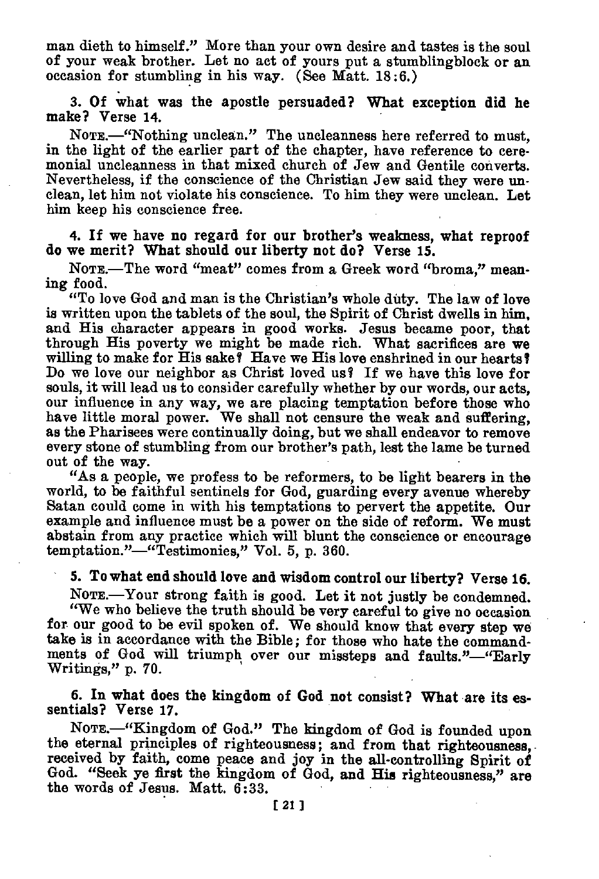man dieth to himself." More than your own desire and tastes is the soul of your weak brother. Let no act of yours put a stumblingblock or an occasion for stumbling in his way. (See Matt. 18:6.)

**3. Of what was the apostle persuaded? What exception did he make? Verse 14.**

NOTE.—"Nothing unclean." The uncleanness here referred to must, in the light of the earlier part of the chapter, have reference to ceremonial uncleanness in that mixed church of Jew and Gentile converts. Nevertheless, if the conscience of the Christian Jew said they were unclean, let him not violate his conscience. To him they were unclean. Let him keep his conscience free.

**4. If we have no regard for our brother's weakness, what reproof do we merit? What should our liberty not do? Verse 15.**

NOTE.—The word "meat" comes from a Greek word "broma," meaning food.

"To love God and man is the Christian's whole duty. The law of love is written upon the tablets of the soul, the Spirit of Christ dwells in him, and His character appears in good works. Jesus became poor, that through His poverty we might be made rich. What sacrifices are we willing to make for His sake? Have we His love enshrined in our hearts? Do we love our neighbor as Christ loved us? If we have this love for souls, it will lead us to consider carefully whether by our words, our acts, our influence in any way, we are placing temptation before those who have little moral power. We shall not censure the weak and suffering, as the Pharisees were continually doing, but we shall endeavor to remove every stone of stumbling from our brother's path, lest the lame be turned out of the way.

"As a people, we profess to be reformers, to be light bearers in the world, to be faithful sentinels for God, guarding every avenue whereby Satan could come in with his temptations to pervert the appetite. Our example and influence must be a power on the side of reform. We must abstain from any practice which will blunt the conscience or encourage temptation."—"Testimonies," Vol. 5, p. 360.

**5. To what end should love and wisdom control our liberty? Verse 16.**

NOTE.—Your strong faith is good. Let it not justly be condemned.

"We who believe the truth should be very careful to give no occasion for our good to be evil spoken of. We should know that every step we take is in accordance with the Bible; for those who hate the commandments of God will triumph over our missteps and faults."—"Early Writings," p. 70.

**6. In what does the kingdom of God not consist? What are its essentials? Verse 17.**

NOTE.—"Kingdom of God." The kingdom of God is founded upon the eternal principles of righteousness; and from that righteousness, received by faith, come peace and joy in the all-controlling Spirit of God. "Seek ye first the kingdom of God, and His righteousness," are the words of Jesus. Matt. 6:33.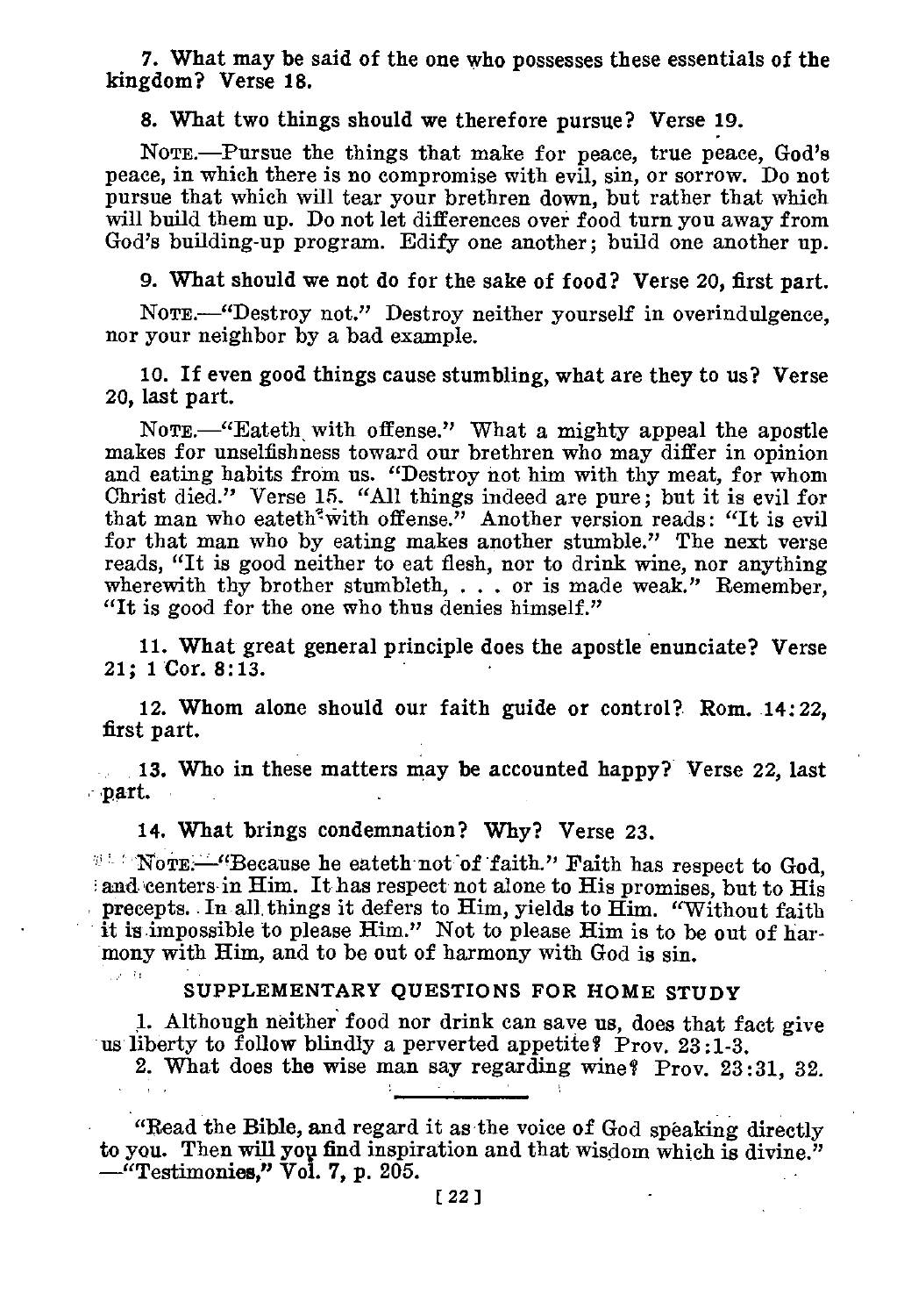**7. What may be said of the one who possesses these essentials of the kingdom? Verse 18.**

**8. What two things should we therefore pursue? Verse 19.**

NOTE.—Pursue the things that make for peace, true peace, God's peace, in which there is no compromise with evil, sin, or sorrow. Do not pursue that which will tear your brethren down, but rather that which will build them up. Do not let differences over food turn you away from God's building-up program. Edify one another; build one another up.

**9. What should we not do for the sake of food? Verse 20, first part.**

NOTE.—"Destroy not." Destroy neither yourself in overindulgence, nor your neighbor by a bad example.

**10. If even good things cause stumbling, what are they to us? Verse 20, last part.**

NOTE.—"Eateth with offense." What a mighty appeal the apostle makes for unselfishness toward our brethren who may differ in opinion and eating habits from us. "Destroy not him with thy meat, for whom Christ died." Verse 15. "All things indeed are pure; but it is evil for that man who eateth with offense." Another version reads: "It is evil for that man who by eating makes another stumble." The next verse reads, "It is good neither to eat flesh, nor to drink wine, nor anything wherewith thy brother stumbleth, . . . or is made weak." Remember, "It is good for the one who thus denies himself."

**11. What great general principle does the apostle enunciate? Verse 21; 1 Cor. 8:13.**

**12. Whom alone should our faith guide or control? Rom. 14:22, first part.**

**13. Who in these matters may be accounted happy? Verse 22, last part.**

**14. What brings condemnation? Why? Verse 23.**

NOTE.—"Because he eateth not of faith." Faith has respect to God, and centers in Him. It has respect not alone to His promises, but to His precepts. In all things it defers to Him, yields to Him. "Without faith it is impossible to please Him." Not to please Him is to be out of harmony with Him, and to be out of harmony with God is sin.

### SUPPLEMENTARY QUESTIONS FOR HOME STUDY

1. Although neither food nor drink can save us, does that fact give us liberty to follow blindly a perverted appetite? Prov. 23:1-3.
2. What does the wise man say regarding wine? Prov. 23:31, 32.

---

"Read the Bible, and regard it as the voice of God speaking directly to you. Then will you find inspiration and that wisdom which is divine." —"Testimonies," Vol. 7, p. 205.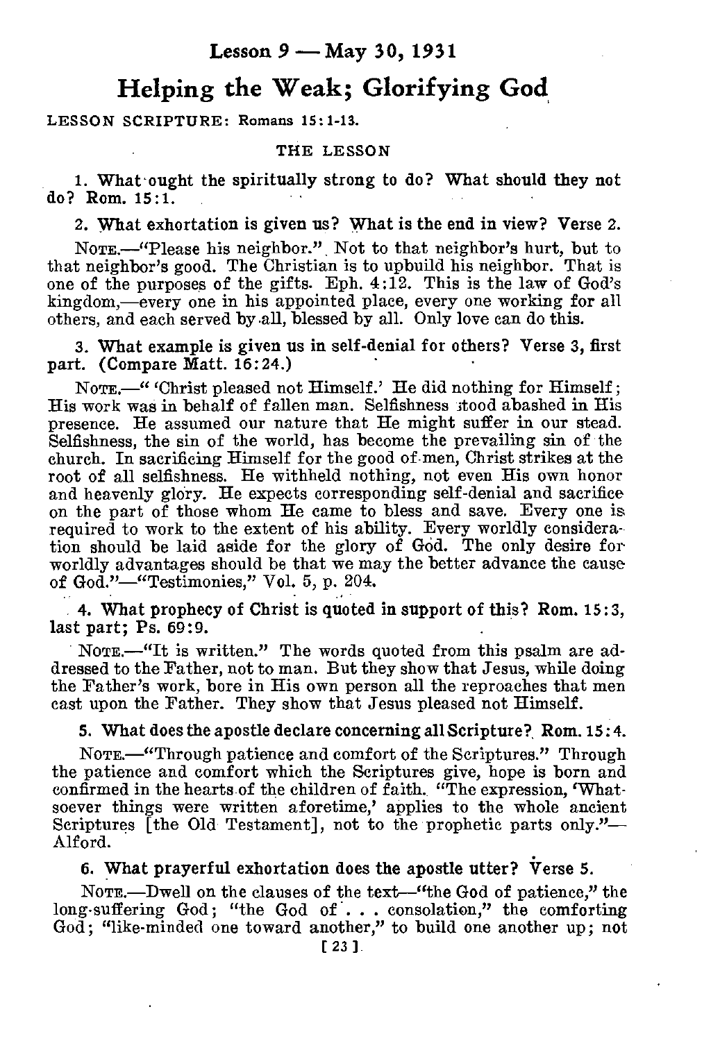## Lesson 9 — May 30, 1931

# Helping the Weak; Glorifying God

LESSON SCRIPTURE: Romans 15:1-13.

### THE LESSON

1. What ought the spiritually strong to do? What should they not do? Rom. 15:1.

2. What exhortation is given us? What is the end in view? Verse 2.

NOTE.—"Please his neighbor." Not to that neighbor's hurt, but to that neighbor's good. The Christian is to upbuild his neighbor. That is one of the purposes of the gifts. Eph. 4:12. This is the law of God's kingdom,—every one in his appointed place, every one working for all others, and each served by all, blessed by all. Only love can do this.

3. What example is given us in self-denial for others? Verse 3, first part. (Compare Matt. 16:24.)

NOTE.—" 'Christ pleased not Himself.' He did nothing for Himself; His work was in behalf of fallen man. Selfishness stood abashed in His presence. He assumed our nature that He might suffer in our stead. Selfishness, the sin of the world, has become the prevailing sin of the church. In sacrificing Himself for the good of men, Christ strikes at the root of all selfishness. He withheld nothing, not even His own honor and heavenly glory. He expects corresponding self-denial and sacrifice on the part of those whom He came to bless and save. Every one is required to work to the extent of his ability. Every worldly consideration should be laid aside for the glory of God. The only desire for worldly advantages should be that we may the better advance the cause of God."—"Testimonies," Vol. 5, p. 204.

4. What prophecy of Christ is quoted in support of this? Rom. 15:3, last part; Ps. 69:9.

NOTE.—"It is written." The words quoted from this psalm are addressed to the Father, not to man. But they show that Jesus, while doing the Father's work, bore in His own person all the reproaches that men cast upon the Father. They show that Jesus pleased not Himself.

5. What does the apostle declare concerning all Scripture? Rom. 15:4.

NOTE.—"Through patience and comfort of the Scriptures." Through the patience and comfort which the Scriptures give, hope is born and confirmed in the hearts of the children of faith. "The expression, 'Whatsoever things were written aforetime,' applies to the whole ancient Scriptures [the Old Testament], not to the prophetic parts only."—Alford.

6. What prayerful exhortation does the apostle utter? Verse 5.

NOTE.—Dwell on the clauses of the text—"the God of patience," the long-suffering God; "the God of . . . consolation," the comforting God; "like-minded one toward another," to build one another up; not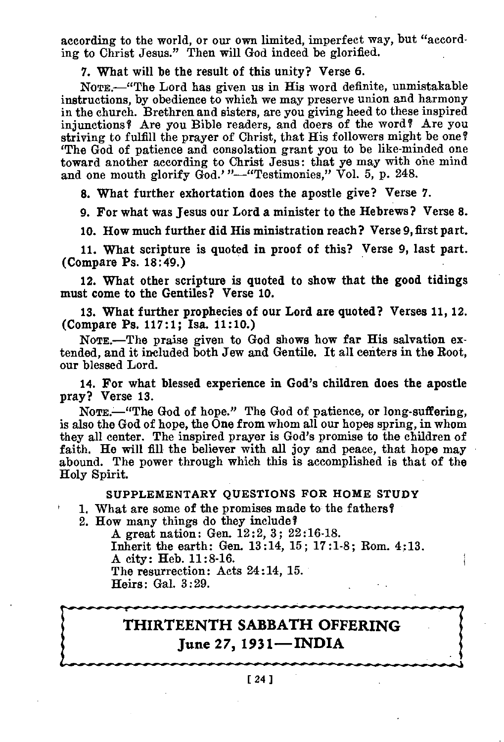according to the world, or our own limited, imperfect way, but "according to Christ Jesus." Then will God indeed be glorified.

**7. What will be the result of this unity? Verse 6.**

NOTE.—"The Lord has given us in His word definite, unmistakable instructions, by obedience to which we may preserve union and harmony in the church. Brethren and sisters, are you giving heed to these inspired injunctions? Are you Bible readers, and doers of the word? Are you striving to fulfill the prayer of Christ, that His followers might be one? 'The God of patience and consolation grant you to be like-minded one toward another according to Christ Jesus: that ye may with one mind and one mouth glorify God.'"—"Testimonies," Vol. 5, p. 248.

**8. What further exhortation does the apostle give? Verse 7.**

**9. For what was Jesus our Lord a minister to the Hebrews? Verse 8.**

**10. How much further did His ministration reach? Verse 9, first part.**

**11. What scripture is quoted in proof of this? Verse 9, last part. (Compare Ps. 18:49.)**

**12. What other scripture is quoted to show that the good tidings must come to the Gentiles? Verse 10.**

**13. What further prophecies of our Lord are quoted? Verses 11, 12. (Compare Ps. 117:1; Isa. 11:10.)**

NOTE.—The praise given to God shows how far His salvation extended, and it included both Jew and Gentile. It all centers in the Root, our blessed Lord.

**14. For what blessed experience in God's children does the apostle pray? Verse 13.**

NOTE.—"The God of hope." The God of patience, or long-suffering, is also the God of hope, the One from whom all our hopes spring, in whom they all center. The inspired prayer is God's promise to the children of faith. He will fill the believer with all joy and peace, that hope may abound. The power through which this is accomplished is that of the Holy Spirit.

### SUPPLEMENTARY QUESTIONS FOR HOME STUDY

1. What are some of the promises made to the fathers?
2. How many things do they include?

   A great nation: Gen. 12:2, 3; 22:16-18.
   Inherit the earth: Gen. 13:14, 15; 17:1-8; Rom. 4:13.
   A city: Heb. 11:8-16.
   The resurrection: Acts 24:14, 15.
   Heirs: Gal. 3:29.

## THIRTEENTH SABBATH OFFERING
## June 27, 1931—INDIA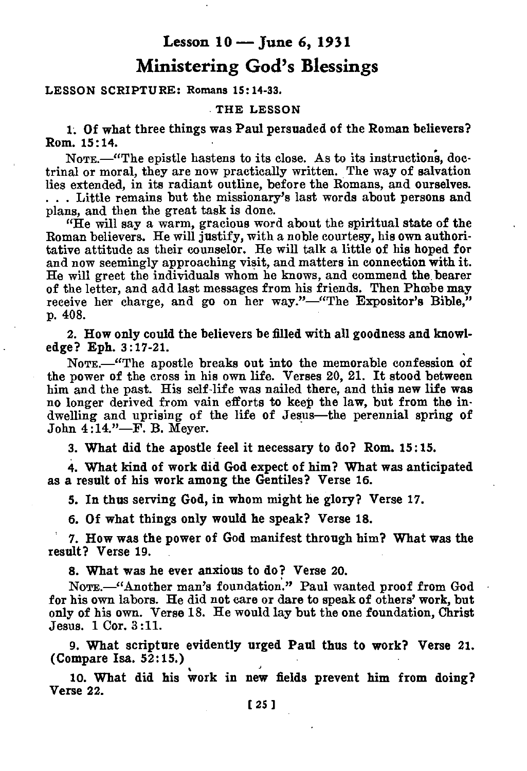## Lesson 10 — June 6, 1931

# Ministering God's Blessings

**LESSON SCRIPTURE:** Romans 15:14-33.

### THE LESSON

**1. Of what three things was Paul persuaded of the Roman believers? Rom. 15:14.**

NOTE.—"The epistle hastens to its close. As to its instructions, doctrinal or moral, they are now practically written. The way of salvation lies extended, in its radiant outline, before the Romans, and ourselves. . . . Little remains but the missionary's last words about persons and plans, and then the great task is done.

"He will say a warm, gracious word about the spiritual state of the Roman believers. He will justify, with a noble courtesy, his own authoritative attitude as their counselor. He will talk a little of his hoped for and now seemingly approaching visit, and matters in connection with it. He will greet the individuals whom he knows, and commend the bearer of the letter, and add last messages from his friends. Then Phœbe may receive her charge, and go on her way."—"The Expositor's Bible," p. 408.

**2. How only could the believers be filled with all goodness and knowledge? Eph. 3:17-21.**

NOTE.—"The apostle breaks out into the memorable confession of the power of the cross in his own life. Verses 20, 21. It stood between him and the past. His self-life was nailed there, and this new life was no longer derived from vain efforts to keep the law, but from the indwelling and uprising of the life of Jesus—the perennial spring of John 4:14."—F. B. Meyer.

**3. What did the apostle feel it necessary to do? Rom. 15:15.**

**4. What kind of work did God expect of him? What was anticipated as a result of his work among the Gentiles? Verse 16.**

**5. In thus serving God, in whom might he glory? Verse 17.**

**6. Of what things only would he speak? Verse 18.**

**7. How was the power of God manifest through him? What was the result? Verse 19.**

**8. What was he ever anxious to do? Verse 20.**

NOTE.—"Another man's foundation." Paul wanted proof from God for his own labors. He did not care or dare to speak of others' work, but only of his own. Verse 18. He would lay but the one foundation, Christ Jesus. 1 Cor. 3:11.

**9. What scripture evidently urged Paul thus to work? Verse 21. (Compare Isa. 52:15.)**

**10. What did his work in new fields prevent him from doing? Verse 22.**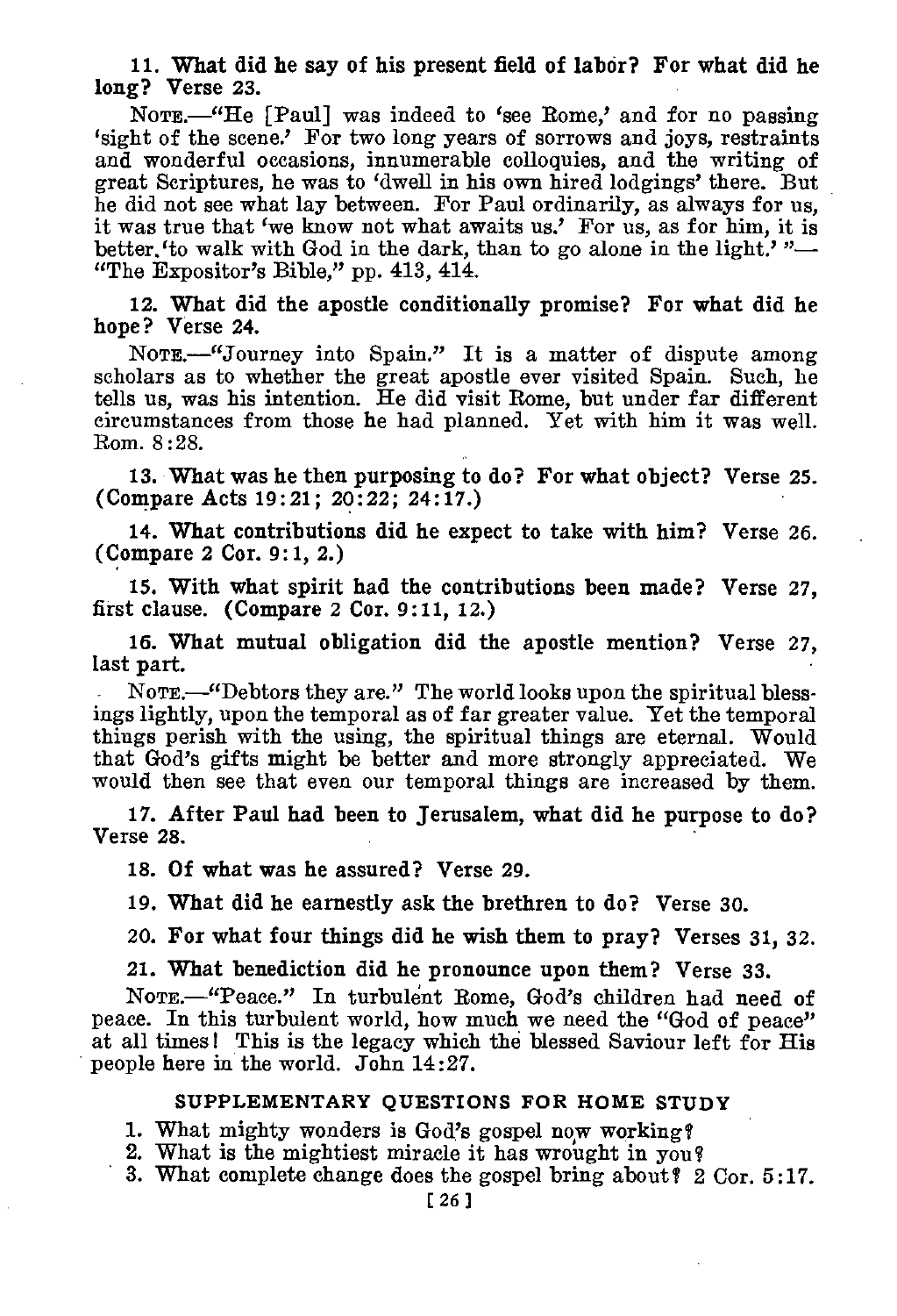**11. What did he say of his present field of labor? For what did he long? Verse 23.**

NOTE.—"He [Paul] was indeed to 'see Rome,' and for no passing 'sight of the scene.' For two long years of sorrows and joys, restraints and wonderful occasions, innumerable colloquies, and the writing of great Scriptures, he was to 'dwell in his own hired lodgings' there. But he did not see what lay between. For Paul ordinarily, as always for us, it was true that 'we know not what awaits us.' For us, as for him, it is better 'to walk with God in the dark, than to go alone in the light.' "—"The Expositor's Bible," pp. 413, 414.

**12. What did the apostle conditionally promise? For what did he hope? Verse 24.**

NOTE.—"Journey into Spain." It is a matter of dispute among scholars as to whether the great apostle ever visited Spain. Such, he tells us, was his intention. He did visit Rome, but under far different circumstances from those he had planned. Yet with him it was well. Rom. 8:28.

**13. What was he then purposing to do? For what object? Verse 25. (Compare Acts 19:21; 20:22; 24:17.)**

**14. What contributions did he expect to take with him? Verse 26. (Compare 2 Cor. 9:1, 2.)**

**15. With what spirit had the contributions been made? Verse 27, first clause. (Compare 2 Cor. 9:11, 12.)**

**16. What mutual obligation did the apostle mention? Verse 27, last part.**

NOTE.—"Debtors they are." The world looks upon the spiritual blessings lightly, upon the temporal as of far greater value. Yet the temporal things perish with the using, the spiritual things are eternal. Would that God's gifts might be better and more strongly appreciated. We would then see that even our temporal things are increased by them.

**17. After Paul had been to Jerusalem, what did he purpose to do? Verse 28.**

**18. Of what was he assured? Verse 29.**

**19. What did he earnestly ask the brethren to do? Verse 30.**

**20. For what four things did he wish them to pray? Verses 31, 32.**

**21. What benediction did he pronounce upon them? Verse 33.**

NOTE.—"Peace." In turbulent Rome, God's children had need of peace. In this turbulent world, how much we need the "God of peace" at all times! This is the legacy which the blessed Saviour left for His people here in the world. John 14:27.

## SUPPLEMENTARY QUESTIONS FOR HOME STUDY

1. What mighty wonders is God's gospel now working?
2. What is the mightiest miracle it has wrought in you?
3. What complete change does the gospel bring about? 2 Cor. 5:17.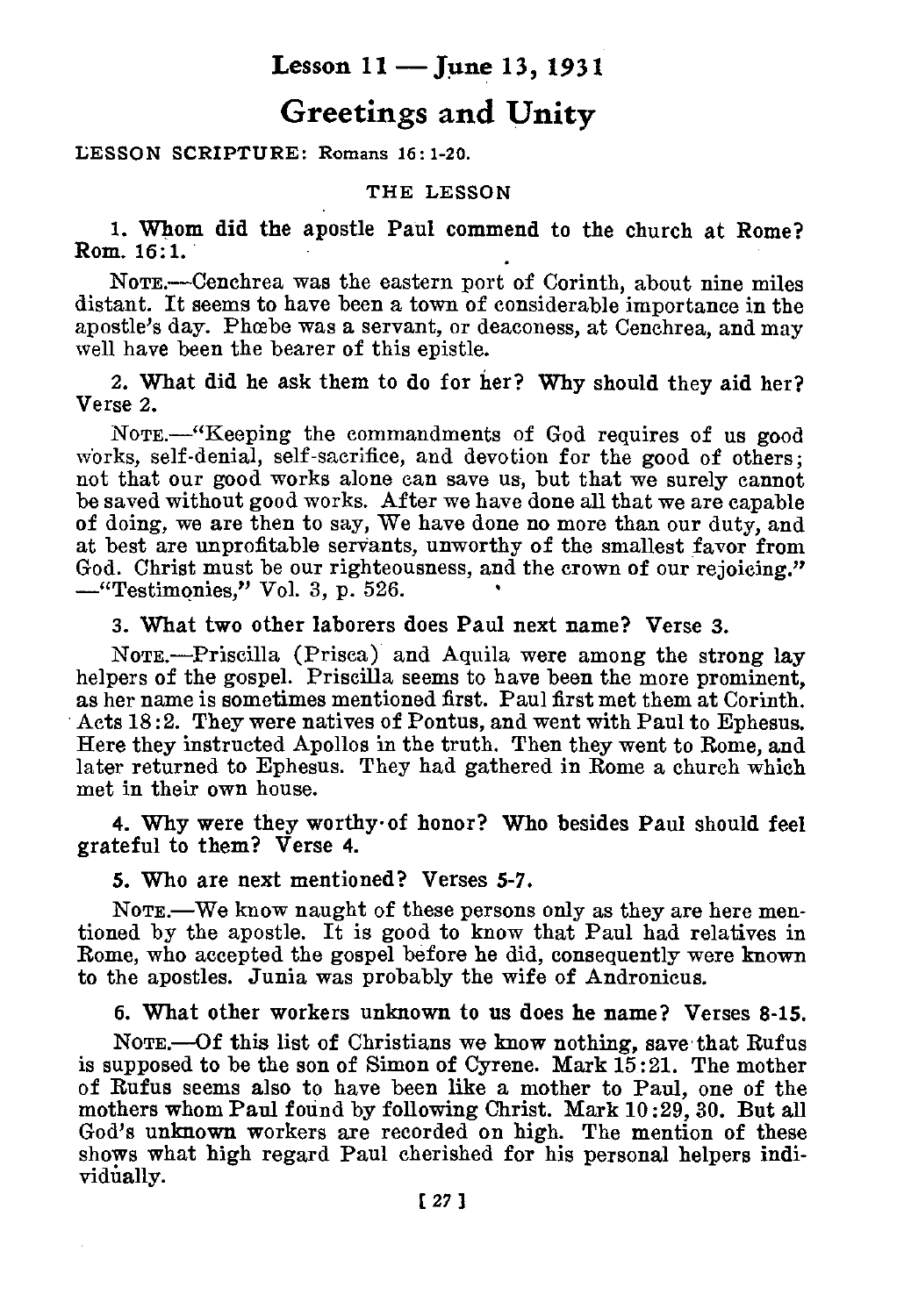## Lesson 11 — June 13, 1931

# Greetings and Unity

LESSON SCRIPTURE: Romans 16:1-20.

### THE LESSON

**1. Whom did the apostle Paul commend to the church at Rome? Rom. 16:1.**

NOTE.—Cenchrea was the eastern port of Corinth, about nine miles distant. It seems to have been a town of considerable importance in the apostle's day. Phœbe was a servant, or deaconess, at Cenchrea, and may well have been the bearer of this epistle.

**2. What did he ask them to do for her? Why should they aid her? Verse 2.**

NOTE.—"Keeping the commandments of God requires of us good works, self-denial, self-sacrifice, and devotion for the good of others; not that our good works alone can save us, but that we surely cannot be saved without good works. After we have done all that we are capable of doing, we are then to say, We have done no more than our duty, and at best are unprofitable servants, unworthy of the smallest favor from God. Christ must be our righteousness, and the crown of our rejoicing." —"Testimonies," Vol. 3, p. 526.

**3. What two other laborers does Paul next name? Verse 3.**

NOTE.—Priscilla (Prisca) and Aquila were among the strong lay helpers of the gospel. Priscilla seems to have been the more prominent, as her name is sometimes mentioned first. Paul first met them at Corinth. Acts 18:2. They were natives of Pontus, and went with Paul to Ephesus. Here they instructed Apollos in the truth. Then they went to Rome, and later returned to Ephesus. They had gathered in Rome a church which met in their own house.

**4. Why were they worthy of honor? Who besides Paul should feel grateful to them? Verse 4.**

**5. Who are next mentioned? Verses 5-7.**

NOTE.—We know naught of these persons only as they are here mentioned by the apostle. It is good to know that Paul had relatives in Rome, who accepted the gospel before he did, consequently were known to the apostles. Junia was probably the wife of Andronicus.

**6. What other workers unknown to us does he name? Verses 8-15.**

NOTE.—Of this list of Christians we know nothing, save that Rufus is supposed to be the son of Simon of Cyrene. Mark 15:21. The mother of Rufus seems also to have been like a mother to Paul, one of the mothers whom Paul found by following Christ. Mark 10:29, 30. But all God's unknown workers are recorded on high. The mention of these shows what high regard Paul cherished for his personal helpers individually.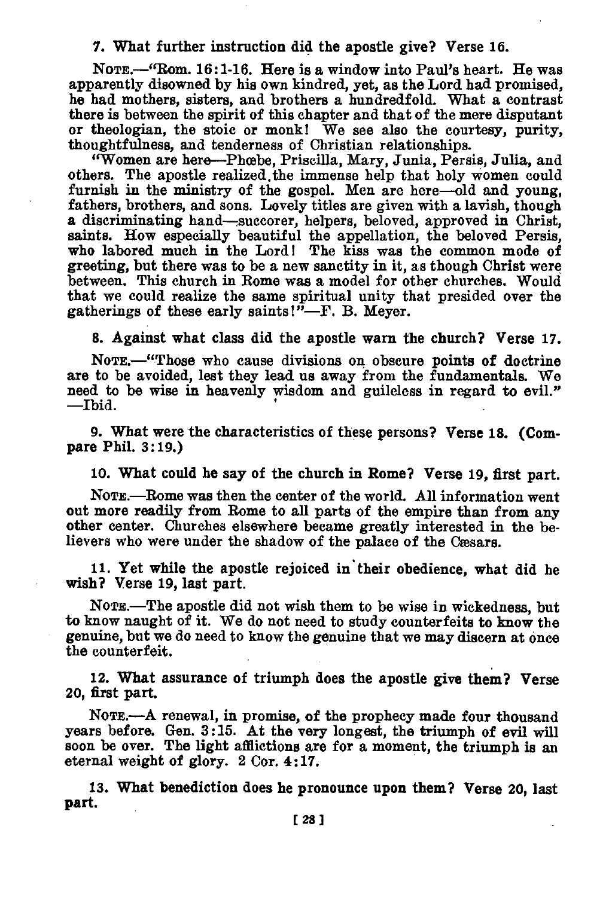**7. What further instruction did the apostle give? Verse 16.**

NOTE.—"Rom. 16:1-16. Here is a window into Paul's heart. He was apparently disowned by his own kindred, yet, as the Lord had promised, he had mothers, sisters, and brothers a hundredfold. What a contrast there is between the spirit of this chapter and that of the mere disputant or theologian, the stoic or monk! We see also the courtesy, purity, thoughtfulness, and tenderness of Christian relationships.

"Women are here—Phœbe, Priscilla, Mary, Junia, Persis, Julia, and others. The apostle realized the immense help that holy women could furnish in the ministry of the gospel. Men are here—old and young, fathers, brothers, and sons. Lovely titles are given with a lavish, though a discriminating hand—succorer, helpers, beloved, approved in Christ, saints. How especially beautiful the appellation, the beloved Persis, who labored much in the Lord! The kiss was the common mode of greeting, but there was to be a new sanctity in it, as though Christ were between. This church in Rome was a model for other churches. Would that we could realize the same spiritual unity that presided over the gatherings of these early saints!"—F. B. Meyer.

**8. Against what class did the apostle warn the church? Verse 17.**

NOTE.—"Those who cause divisions on obscure points of doctrine are to be avoided, lest they lead us away from the fundamentals. We need to be wise in heavenly wisdom and guileless in regard to evil." —Ibid.

**9. What were the characteristics of these persons? Verse 18. (Compare Phil. 3:19.)**

**10. What could he say of the church in Rome? Verse 19, first part.**

NOTE.—Rome was then the center of the world. All information went out more readily from Rome to all parts of the empire than from any other center. Churches elsewhere became greatly interested in the believers who were under the shadow of the palace of the Cæsars.

**11. Yet while the apostle rejoiced in their obedience, what did he wish? Verse 19, last part.**

NOTE.—The apostle did not wish them to be wise in wickedness, but to know naught of it. We do not need to study counterfeits to know the genuine, but we do need to know the genuine that we may discern at once the counterfeit.

**12. What assurance of triumph does the apostle give them? Verse 20, first part.**

NOTE.—A renewal, in promise, of the prophecy made four thousand years before. Gen. 3:15. At the very longest, the triumph of evil will soon be over. The light afflictions are for a moment, the triumph is an eternal weight of glory. 2 Cor. 4:17.

**13. What benediction does he pronounce upon them? Verse 20, last part.**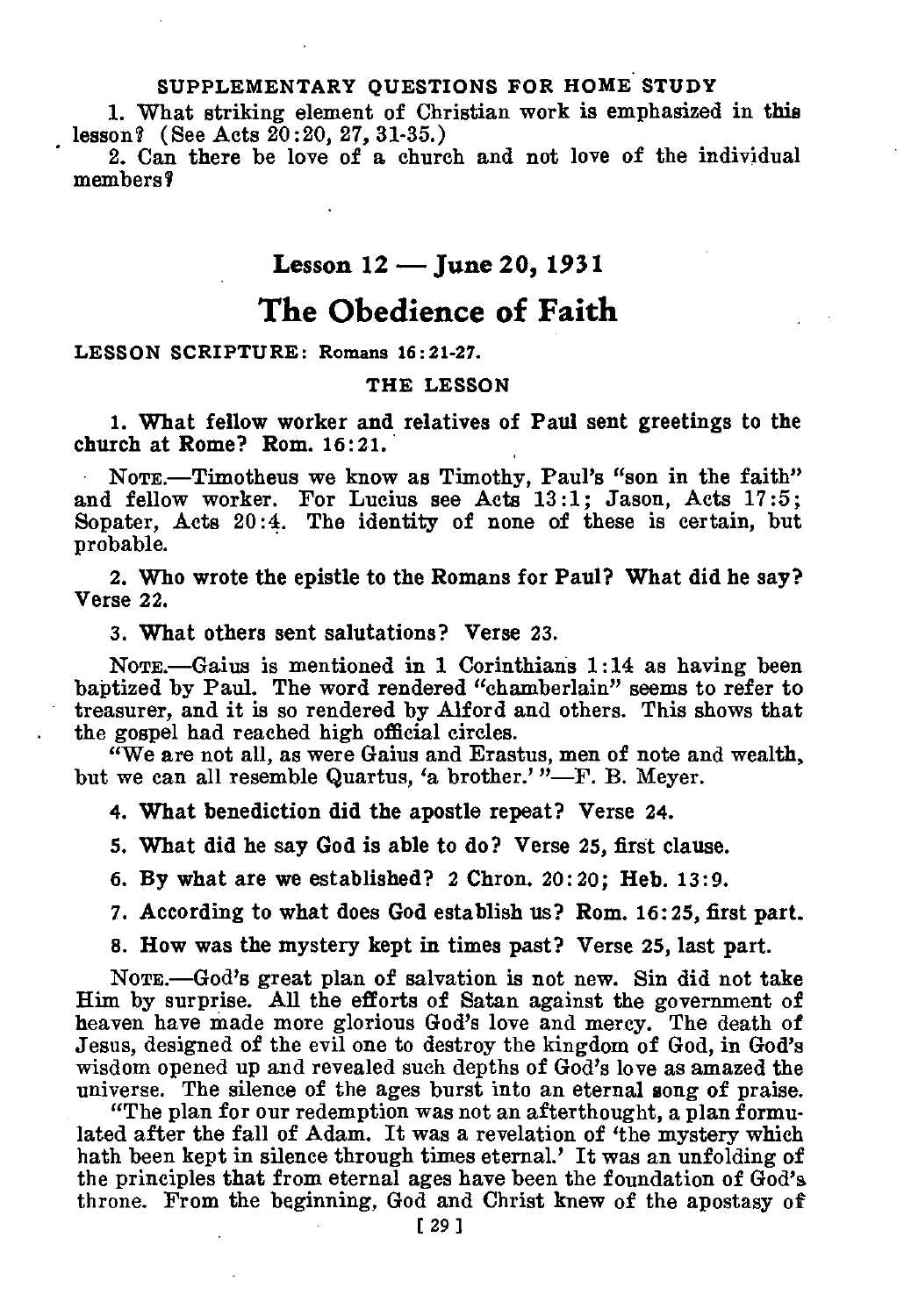SUPPLEMENTARY QUESTIONS FOR HOME STUDY

1. What striking element of Christian work is emphasized in this lesson? (See Acts 20:20, 27, 31-35.)

2. Can there be love of a church and not love of the individual members?

## Lesson 12 — June 20, 1931

# The Obedience of Faith

**LESSON SCRIPTURE:** Romans 16:21-27.

### THE LESSON

**1. What fellow worker and relatives of Paul sent greetings to the church at Rome? Rom. 16:21.**

NOTE.—Timotheus we know as Timothy, Paul's "son in the faith" and fellow worker. For Lucius see Acts 13:1; Jason, Acts 17:5; Sopater, Acts 20:4. The identity of none of these is certain, but probable.

**2. Who wrote the epistle to the Romans for Paul? What did he say? Verse 22.**

**3. What others sent salutations? Verse 23.**

NOTE.—Gaius is mentioned in 1 Corinthians 1:14 as having been baptized by Paul. The word rendered "chamberlain" seems to refer to treasurer, and it is so rendered by Alford and others. This shows that the gospel had reached high official circles.

"We are not all, as were Gaius and Erastus, men of note and wealth, but we can all resemble Quartus, 'a brother.'"—F. B. Meyer.

**4. What benediction did the apostle repeat? Verse 24.**

**5. What did he say God is able to do? Verse 25, first clause.**

**6. By what are we established? 2 Chron. 20:20; Heb. 13:9.**

**7. According to what does God establish us? Rom. 16:25, first part.**

**8. How was the mystery kept in times past? Verse 25, last part.**

NOTE.—God's great plan of salvation is not new. Sin did not take Him by surprise. All the efforts of Satan against the government of heaven have made more glorious God's love and mercy. The death of Jesus, designed of the evil one to destroy the kingdom of God, in God's wisdom opened up and revealed such depths of God's love as amazed the universe. The silence of the ages burst into an eternal song of praise.

"The plan for our redemption was not an afterthought, a plan formulated after the fall of Adam. It was a revelation of 'the mystery which hath been kept in silence through times eternal.' It was an unfolding of the principles that from eternal ages have been the foundation of God's throne. From the beginning, God and Christ knew of the apostasy of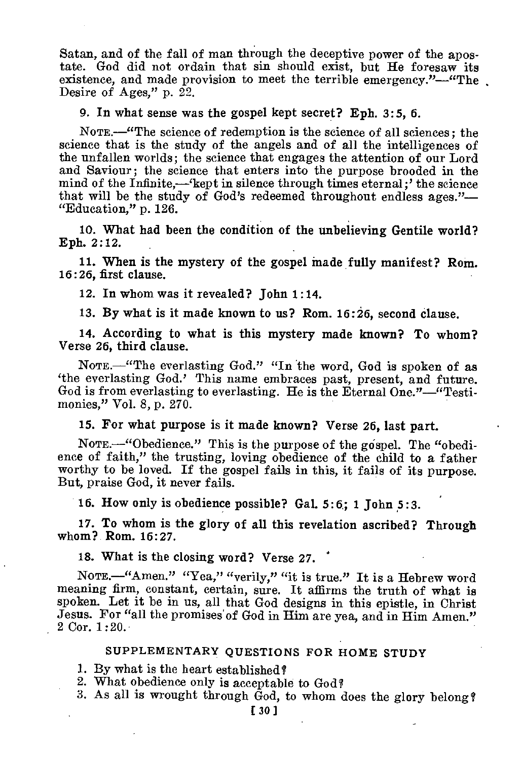Satan, and of the fall of man through the deceptive power of the apostate. God did not ordain that sin should exist, but He foresaw its existence, and made provision to meet the terrible emergency."—"The Desire of Ages," p. 22.

**9. In what sense was the gospel kept secret? Eph. 3:5, 6.**

NOTE.—"The science of redemption is the science of all sciences; the science that is the study of the angels and of all the intelligences of the unfallen worlds; the science that engages the attention of our Lord and Saviour; the science that enters into the purpose brooded in the mind of the Infinite,—'kept in silence through times eternal;' the science that will be the study of God's redeemed throughout endless ages."—"Education," p. 126.

**10. What had been the condition of the unbelieving Gentile world? Eph. 2:12.**

**11. When is the mystery of the gospel made fully manifest? Rom. 16:26, first clause.**

**12. In whom was it revealed? John 1:14.**

**13. By what is it made known to us? Rom. 16:26, second clause.**

**14. According to what is this mystery made known? To whom? Verse 26, third clause.**

NOTE.—"The everlasting God." "In the word, God is spoken of as 'the everlasting God.' This name embraces past, present, and future. God is from everlasting to everlasting. He is the Eternal One."—"Testimonies," Vol. 8, p. 270.

**15. For what purpose is it made known? Verse 26, last part.**

NOTE.—"Obedience." This is the purpose of the gospel. The "obedience of faith," the trusting, loving obedience of the child to a father worthy to be loved. If the gospel fails in this, it fails of its purpose. But, praise God, it never fails.

**16. How only is obedience possible? Gal. 5:6; 1 John 5:3.**

**17. To whom is the glory of all this revelation ascribed? Through whom? Rom. 16:27.**

**18. What is the closing word? Verse 27.**

NOTE.—"Amen." "Yea," "verily," "it is true." It is a Hebrew word meaning firm, constant, certain, sure. It affirms the truth of what is spoken. Let it be in us, all that God designs in this epistle, in Christ Jesus. For "all the promises of God in Him are yea, and in Him Amen." 2 Cor. 1:20.

## SUPPLEMENTARY QUESTIONS FOR HOME STUDY

1. By what is the heart established?
2. What obedience only is acceptable to God?
3. As all is wrought through God, to whom does the glory belong?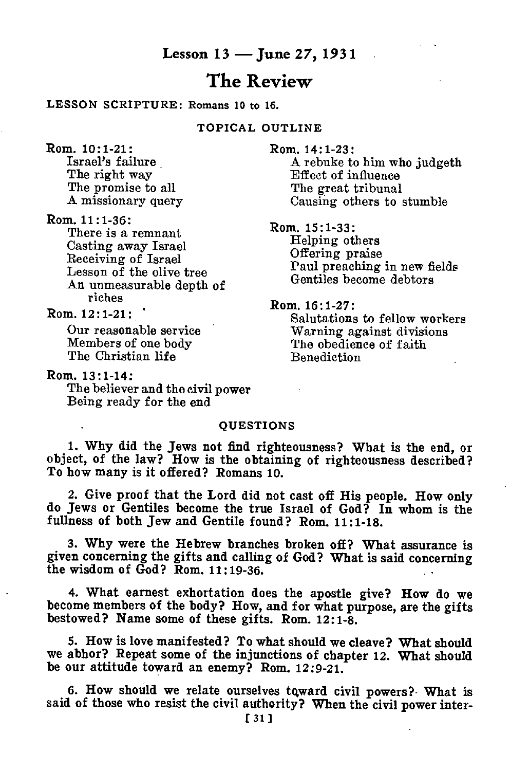## Lesson 13 — June 27, 1931

# The Review

**LESSON SCRIPTURE:** Romans 10 to 16.

### TOPICAL OUTLINE

Rom. 10:1-21:
- Israel's failure
- The right way
- The promise to all
- A missionary query

Rom. 11:1-36:
- There is a remnant
- Casting away Israel
- Receiving of Israel
- Lesson of the olive tree
- An unmeasurable depth of riches

Rom. 12:1-21:
- Our reasonable service
- Members of one body
- The Christian life

Rom. 13:1-14:
- The believer and the civil power
- Being ready for the end

Rom. 14:1-23:
- A rebuke to him who judgeth
- Effect of influence
- The great tribunal
- Causing others to stumble

Rom. 15:1-33:
- Helping others
- Offering praise
- Paul preaching in new fields
- Gentiles become debtors

Rom. 16:1-27:
- Salutations to fellow workers
- Warning against divisions
- The obedience of faith
- Benediction

### QUESTIONS

1. Why did the Jews not find righteousness? What is the end, or object, of the law? How is the obtaining of righteousness described? To how many is it offered? Romans 10.

2. Give proof that the Lord did not cast off His people. How only do Jews or Gentiles become the true Israel of God? In whom is the fullness of both Jew and Gentile found? Rom. 11:1-18.

3. Why were the Hebrew branches broken off? What assurance is given concerning the gifts and calling of God? What is said concerning the wisdom of God? Rom. 11:19-36.

4. What earnest exhortation does the apostle give? How do we become members of the body? How, and for what purpose, are the gifts bestowed? Name some of these gifts. Rom. 12:1-8.

5. How is love manifested? To what should we cleave? What should we abhor? Repeat some of the injunctions of chapter 12. What should be our attitude toward an enemy? Rom. 12:9-21.

6. How should we relate ourselves toward civil powers? What is said of those who resist the civil authority? When the civil power inter-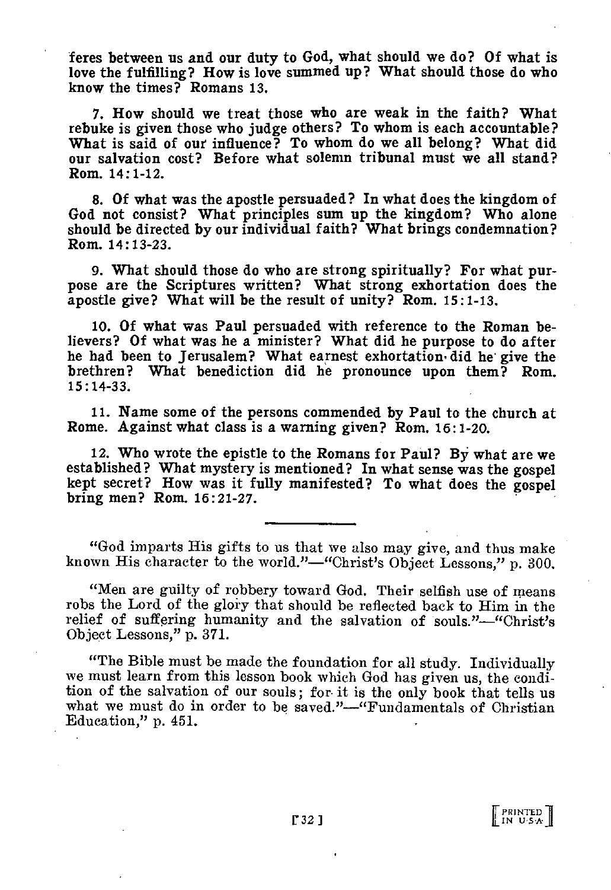feres between us and our duty to God, what should we do? Of what is love the fulfilling? How is love summed up? What should those do who know the times? Romans 13.

7. How should we treat those who are weak in the faith? What rebuke is given those who judge others? To whom is each accountable? What is said of our influence? To whom do we all belong? What did our salvation cost? Before what solemn tribunal must we all stand? Rom. 14:1-12.

8. Of what was the apostle persuaded? In what does the kingdom of God not consist? What principles sum up the kingdom? Who alone should be directed by our individual faith? What brings condemnation? Rom. 14:13-23.

9. What should those do who are strong spiritually? For what purpose are the Scriptures written? What strong exhortation does the apostle give? What will be the result of unity? Rom. 15:1-13.

10. Of what was Paul persuaded with reference to the Roman believers? Of what was he a minister? What did he purpose to do after he had been to Jerusalem? What earnest exhortation did he give the brethren? What benediction did he pronounce upon them? Rom. 15:14-33.

11. Name some of the persons commended by Paul to the church at Rome. Against what class is a warning given? Rom. 16:1-20.

12. Who wrote the epistle to the Romans for Paul? By what are we established? What mystery is mentioned? In what sense was the gospel kept secret? How was it fully manifested? To what does the gospel bring men? Rom. 16:21-27.

---

"God imparts His gifts to us that we also may give, and thus make known His character to the world."—"Christ's Object Lessons," p. 300.

"Men are guilty of robbery toward God. Their selfish use of means robs the Lord of the glory that should be reflected back to Him in the relief of suffering humanity and the salvation of souls."—"Christ's Object Lessons," p. 371.

"The Bible must be made the foundation for all study. Individually we must learn from this lesson book which God has given us, the condition of the salvation of our souls; for it is the only book that tells us what we must do in order to be saved."—"Fundamentals of Christian Education," p. 451.

PRINTED IN U.S.A.